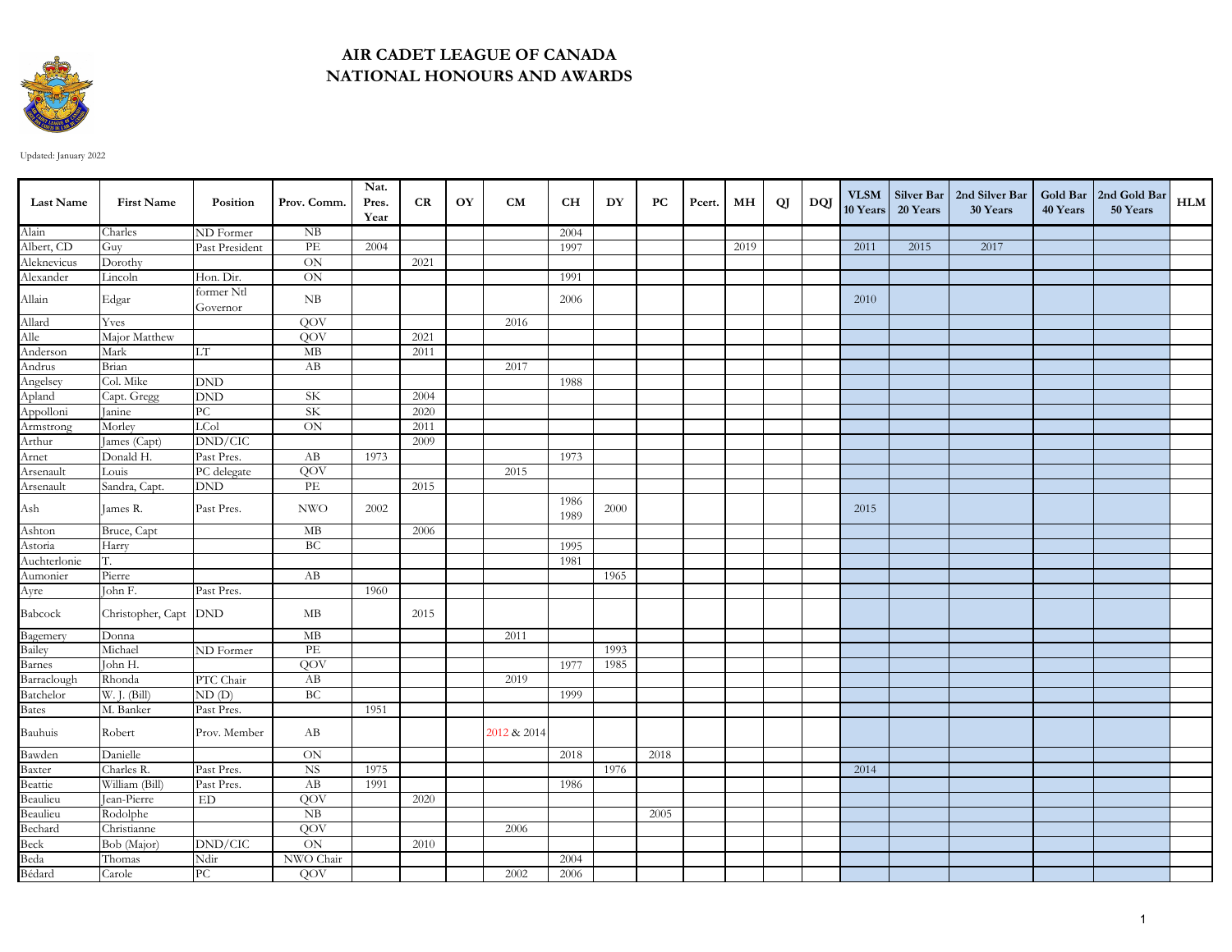# AIR CADET LEAGUE OF CANADA
# NATIONAL HONOURS AND AWARDS

Updated: January 2022

| Last Name | First Name | Position | Prov. Comm. | Nat. Pres. Year | CR | OY | CM | CH | DY | PC | Pcert. | MH | QJ | DQJ | VLSM 10 Years | Silver Bar 20 Years | 2nd Silver Bar 30 Years | Gold Bar 40 Years | 2nd Gold Bar 50 Years | HLM |
|---|---|---|---|---|---|---|---|---|---|---|---|---|---|---|---|---|---|---|---|---|
| Alain | Charles | ND Former | NB | | | | | 2004 | | | | | | | | | | | | |
| Albert, CD | Guy | Past President | PE | 2004 | | | | 1997 | | | | 2019 | | | 2011 | 2015 | 2017 | | | |
| Aleknevicus | Dorothy | | ON | | 2021 | | | | | | | | | | | | | | | |
| Alexander | Lincoln | Hon. Dir. | ON | | | | | 1991 | | | | | | | | | | | | |
| Allain | Edgar | former Ntl Governor | NB | | | | | 2006 | | | | | | | 2010 | | | | | |
| Allard | Yves | | QOV | | | | 2016 | | | | | | | | | | | | | |
| Alle | Major Matthew | | QOV | | 2021 | | | | | | | | | | | | | | | |
| Anderson | Mark | LT | MB | | 2011 | | | | | | | | | | | | | | | |
| Andrus | Brian | | AB | | | | 2017 | | | | | | | | | | | | | |
| Angelsey | Col. Mike | DND | | | | | | 1988 | | | | | | | | | | | | |
| Apland | Capt. Gregg | DND | SK | | 2004 | | | | | | | | | | | | | | | |
| Appolloni | Janine | PC | SK | | 2020 | | | | | | | | | | | | | | | |
| Armstrong | Morley | LCol | ON | | 2011 | | | | | | | | | | | | | | | |
| Arthur | James (Capt) | DND/CIC | | | 2009 | | | | | | | | | | | | | | | |
| Arnet | Donald H. | Past Pres. | AB | 1973 | | | | 1973 | | | | | | | | | | | | |
| Arsenault | Louis | PC delegate | QOV | | | | 2015 | | | | | | | | | | | | | |
| Arsenault | Sandra, Capt. | DND | PE | | 2015 | | | | | | | | | | | | | | | |
| Ash | James R. | Past Pres. | NWO | 2002 | | | | 1986 1989 | 2000 | | | | | | 2015 | | | | | |
| Ashton | Bruce, Capt | | MB | | 2006 | | | | | | | | | | | | | | | |
| Astoria | Harry | | BC | | | | | 1995 | | | | | | | | | | | | |
| Auchterlonie | T. | | | | | | | 1981 | | | | | | | | | | | | |
| Aumonier | Pierre | | AB | | | | | | 1965 | | | | | | | | | | | |
| Ayre | John F. | Past Pres. | | 1960 | | | | | | | | | | | | | | | | |
| Babcock | Christopher, Capt | DND | MB | | 2015 | | | | | | | | | | | | | | | |
| Bagemery | Donna | | MB | | | | 2011 | | | | | | | | | | | | | |
| Bailey | Michael | ND Former | PE | | | | | | 1993 | | | | | | | | | | | |
| Barnes | John H. | | QOV | | | | | 1977 | 1985 | | | | | | | | | | | |
| Barraclough | Rhonda | PTC Chair | AB | | | | 2019 | | | | | | | | | | | | | |
| Batchelor | W. J. (Bill) | ND (D) | BC | | | | | 1999 | | | | | | | | | | | | |
| Bates | M. Banker | Past Pres. | | 1951 | | | | | | | | | | | | | | | | |
| Bauhuis | Robert | Prov. Member | AB | | | | 2012 & 2014 | | | | | | | | | | | | | |
| Bawden | Danielle | | ON | | | | | 2018 | | 2018 | | | | | | | | | | |
| Baxter | Charles R. | Past Pres. | NS | 1975 | | | | | 1976 | | | | | | 2014 | | | | | |
| Beattie | William (Bill) | Past Pres. | AB | 1991 | | | | 1986 | | | | | | | | | | | | |
| Beaulieu | Jean-Pierre | ED | QOV | | 2020 | | | | | | | | | | | | | | | |
| Beaulieu | Rodolphe | | NB | | | | | | | 2005 | | | | | | | | | | |
| Bechard | Christianne | | QOV | | | | 2006 | | | | | | | | | | | | | |
| Beck | Bob (Major) | DND/CIC | ON | | 2010 | | | | | | | | | | | | | | | |
| Beda | Thomas | Ndir | NWO Chair | | | | | 2004 | | | | | | | | | | | | |
| Bédard | Carole | PC | QOV | | | | 2002 | 2006 | | | | | | | | | | | | |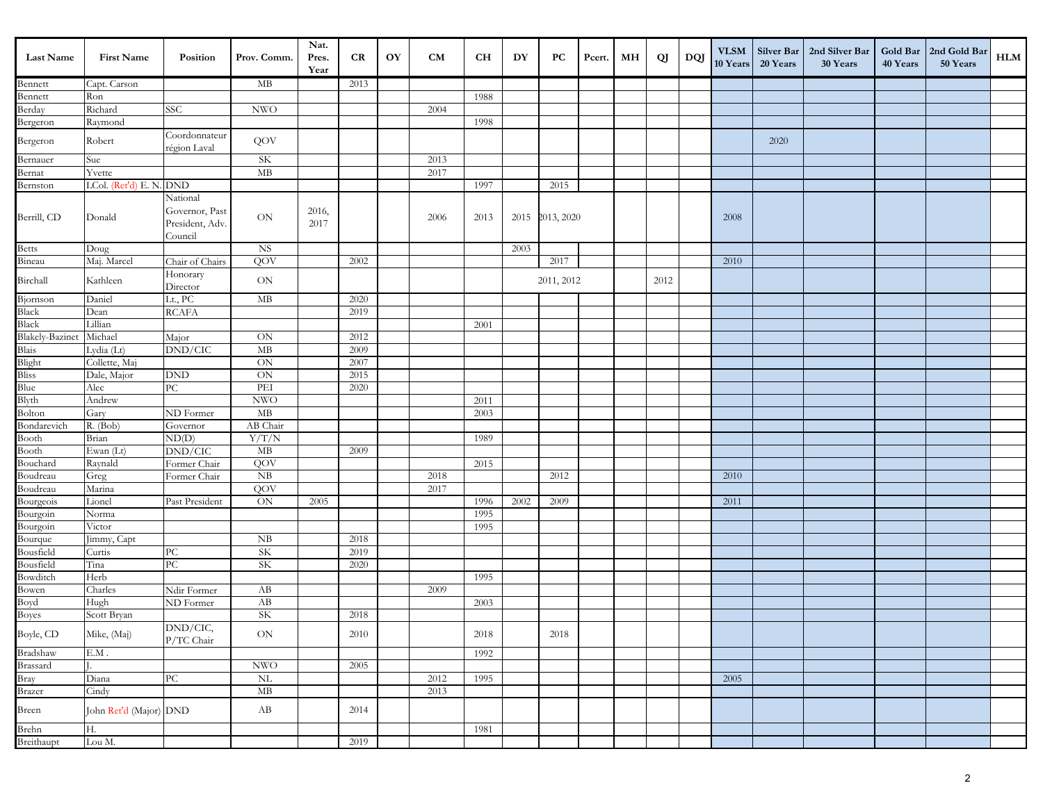| Last Name | First Name | Position | Prov. Comm. | Nat. Pres. Year | CR | OY | CM | CH | DY | PC | Pcert. | MH | QJ | DQJ | VLSM 10 Years | Silver Bar 20 Years | 2nd Silver Bar 30 Years | Gold Bar 40 Years | 2nd Gold Bar 50 Years | HLM |
|---|---|---|---|---|---|---|---|---|---|---|---|---|---|---|---|---|---|---|---|---|
| Bennett | Capt. Carson | | MB | | 2013 | | | | | | | | | | | | | | | |
| Bennett | Ron | | | | | | | 1988 | | | | | | | | | | | | |
| Berday | Richard | SSC | NWO | | | | 2004 | | | | | | | | | | | | | |
| Bergeron | Raymond | | | | | | | 1998 | | | | | | | | | | | | |
| Bergeron | Robert | Coordonnateur région Laval | QOV | | | | | | | | | | | | | 2020 | | | | |
| Bernauer | Sue | | SK | | | | 2013 | | | | | | | | | | | | | |
| Bernat | Yvette | | MB | | | | 2017 | | | | | | | | | | | | | |
| Bernston | LCol. (Ret'd) E. N. | DND | | | | | | 1997 | | 2015 | | | | | | | | | | |
| Berrill, CD | Donald | National Governor, Past President, Adv. Council | ON | 2016, 2017 | | | 2006 | 2013 | 2015 | 2013, 2020 | | | | | 2008 | | | | | |
| Betts | Doug | | NS | | | | | | 2003 | | | | | | | | | | | |
| Bineau | Maj. Marcel | Chair of Chairs | QOV | | 2002 | | | | | 2017 | | | | | 2010 | | | | | |
| Birchall | Kathleen | Honorary Director | ON | | | | | | | 2011, 2012 | | | 2012 | | | | | | | |
| Bjornson | Daniel | Lt., PC | MB | | 2020 | | | | | | | | | | | | | | | |
| Black | Dean | RCAFA | | | 2019 | | | | | | | | | | | | | | | |
| Black | Lillian | | | | | | | 2001 | | | | | | | | | | | | |
| Blakely-Bazinet | Michael | Major | ON | | 2012 | | | | | | | | | | | | | | | |
| Blais | Lydia (Lt) | DND/CIC | MB | | 2009 | | | | | | | | | | | | | | | |
| Blight | Collette, Maj | | ON | | 2007 | | | | | | | | | | | | | | | |
| Bliss | Dale, Major | DND | ON | | 2015 | | | | | | | | | | | | | | | |
| Blue | Alec | PC | PEI | | 2020 | | | | | | | | | | | | | | | |
| Blyth | Andrew | | NWO | | | | | 2011 | | | | | | | | | | | | |
| Bolton | Gary | ND Former | MB | | | | | 2003 | | | | | | | | | | | | |
| Bondarevich | R. (Bob) | Governor | AB Chair | | | | | | | | | | | | | | | | | |
| Booth | Brian | ND(D) | Y/T/N | | | | | 1989 | | | | | | | | | | | | |
| Booth | Ewan (Lt) | DND/CIC | MB | | 2009 | | | | | | | | | | | | | | | |
| Bouchard | Raynald | Former Chair | QOV | | | | | 2015 | | | | | | | | | | | | |
| Boudreau | Greg | Former Chair | NB | | | | 2018 | | | 2012 | | | | | 2010 | | | | | |
| Boudreau | Marina | | QOV | | | | 2017 | | | | | | | | | | | | | |
| Bourgeois | Lionel | Past President | ON | 2005 | | | | 1996 | 2002 | 2009 | | | | | 2011 | | | | | |
| Bourgoin | Norma | | | | | | | 1995 | | | | | | | | | | | | |
| Bourgoin | Victor | | | | | | | 1995 | | | | | | | | | | | | |
| Bourque | Jimmy, Capt | | NB | | 2018 | | | | | | | | | | | | | | | |
| Bousfield | Curtis | PC | SK | | 2019 | | | | | | | | | | | | | | | |
| Bousfield | Tina | PC | SK | | 2020 | | | | | | | | | | | | | | | |
| Bowditch | Herb | | | | | | | 1995 | | | | | | | | | | | | |
| Bowen | Charles | Ndir Former | AB | | | | 2009 | | | | | | | | | | | | | |
| Boyd | Hugh | ND Former | AB | | | | | 2003 | | | | | | | | | | | | |
| Boyes | Scott Bryan | | SK | | 2018 | | | | | | | | | | | | | | | |
| Boyle, CD | Mike, (Maj) | DND/CIC, P/TC Chair | ON | | 2010 | | | 2018 | | 2018 | | | | | | | | | | |
| Bradshaw | E.M . | | | | | | | 1992 | | | | | | | | | | | | |
| Brassard | J. | | NWO | | 2005 | | | | | | | | | | | | | | | |
| Bray | Diana | PC | NL | | | | 2012 | 1995 | | | | | | | 2005 | | | | | |
| Brazer | Cindy | | MB | | | | 2013 | | | | | | | | | | | | | |
| Breen | John Ret'd (Major) | DND | AB | | 2014 | | | | | | | | | | | | | | | |
| Brehn | H. | | | | | | | 1981 | | | | | | | | | | | | |
| Breithaupt | Lou M. | | | | 2019 | | | | | | | | | | | | | | | |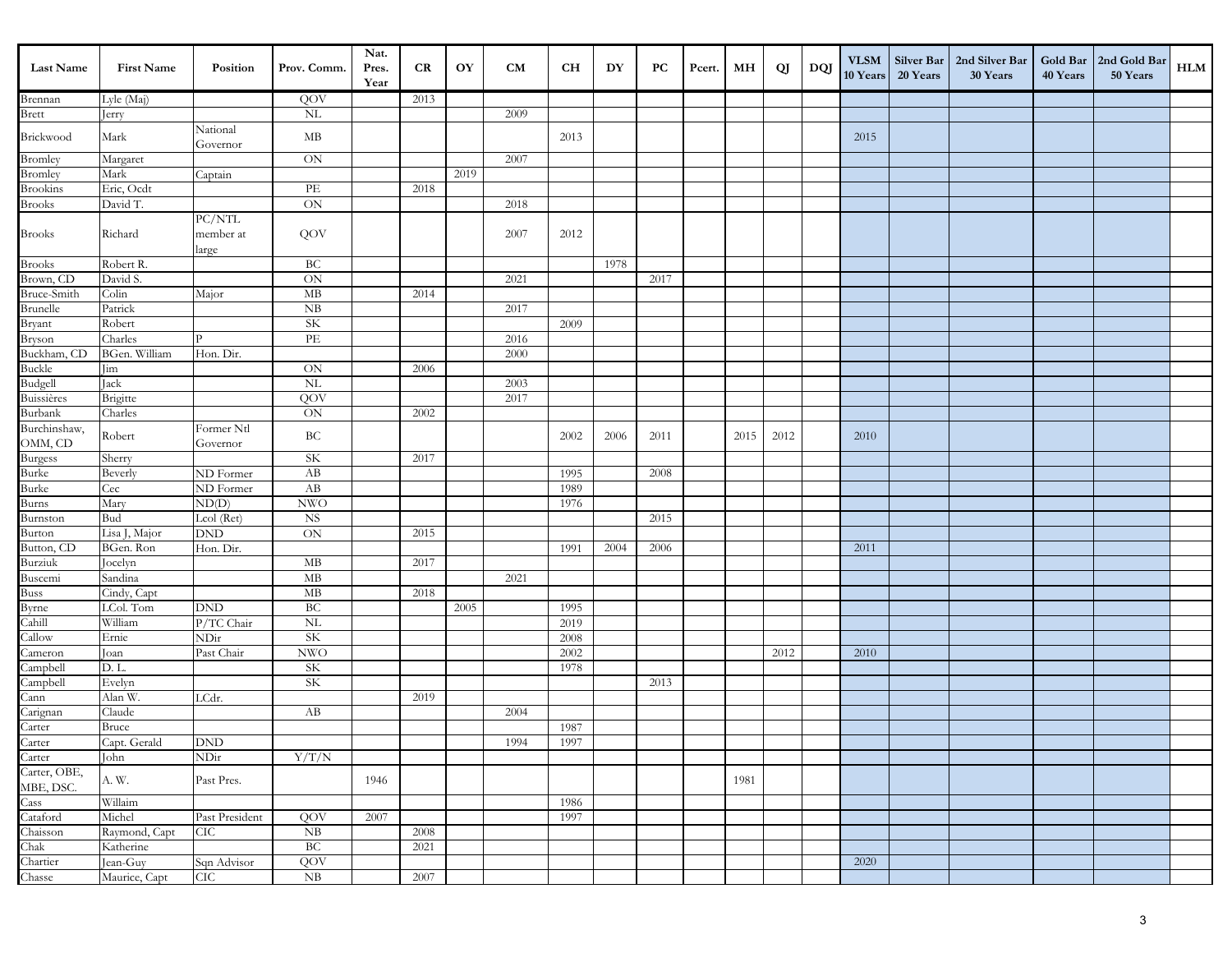| Last Name | First Name | Position | Prov. Comm. | Nat. Pres. Year | CR | OY | CM | CH | DY | PC | Pcert. | MH | QJ | DQJ | VLSM 10 Years | Silver Bar 20 Years | 2nd Silver Bar 30 Years | Gold Bar 40 Years | 2nd Gold Bar 50 Years | HLM |
|---|---|---|---|---|---|---|---|---|---|---|---|---|---|---|---|---|---|---|---|---|
| Brennan | Lyle (Maj) | | QOV | | 2013 | | | | | | | | | | | | | | | |
| Brett | Jerry | | NL | | | | 2009 | | | | | | | | | | | | | |
| Brickwood | Mark | National Governor | MB | | | | | 2013 | | | | | | | 2015 | | | | | |
| Bromley | Margaret | | ON | | | | 2007 | | | | | | | | | | | | | |
| Bromley | Mark | Captain | | | | 2019 | | | | | | | | | | | | | | |
| Brookins | Eric, Ocdt | | PE | | 2018 | | | | | | | | | | | | | | | |
| Brooks | David T. | | ON | | | | 2018 | | | | | | | | | | | | | |
| Brooks | Richard | PC/NTL member at large | QOV | | | | 2007 | 2012 | | | | | | | | | | | | |
| Brooks | Robert R. | | BC | | | | | | 1978 | | | | | | | | | | | |
| Brown, CD | David S. | | ON | | | | 2021 | | | 2017 | | | | | | | | | | |
| Bruce-Smith | Colin | Major | MB | | 2014 | | | | | | | | | | | | | | | |
| Brunelle | Patrick | | NB | | | | 2017 | | | | | | | | | | | | | |
| Bryant | Robert | | SK | | | | | 2009 | | | | | | | | | | | | |
| Bryson | Charles | P | PE | | | | 2016 | | | | | | | | | | | | | |
| Buckham, CD | BGen. William | Hon. Dir. | | | | | 2000 | | | | | | | | | | | | | |
| Buckle | Jim | | ON | | 2006 | | | | | | | | | | | | | | | |
| Budgell | Jack | | NL | | | | 2003 | | | | | | | | | | | | | |
| Buissières | Brigitte | | QOV | | | | 2017 | | | | | | | | | | | | | |
| Burbank | Charles | | ON | | 2002 | | | | | | | | | | | | | | | |
| Burchinshaw, OMM, CD | Robert | Former Ntl Governor | BC | | | | | 2002 | 2006 | 2011 | | 2015 | 2012 | | 2010 | | | | | |
| Burgess | Sherry | | SK | | 2017 | | | | | | | | | | | | | | | |
| Burke | Beverly | ND Former | AB | | | | | 1995 | | 2008 | | | | | | | | | | |
| Burke | Cec | ND Former | AB | | | | | 1989 | | | | | | | | | | | | |
| Burns | Mary | ND(D) | NWO | | | | | 1976 | | | | | | | | | | | | |
| Burnston | Bud | Lcol (Ret) | NS | | | | | | | 2015 | | | | | | | | | | |
| Burton | Lisa J, Major | DND | ON | | 2015 | | | | | | | | | | | | | | | |
| Button, CD | BGen. Ron | Hon. Dir. | | | | | | 1991 | 2004 | 2006 | | | | | 2011 | | | | | |
| Burziuk | Jocelyn | | MB | | 2017 | | | | | | | | | | | | | | | |
| Buscemi | Sandina | | MB | | | | 2021 | | | | | | | | | | | | | |
| Buss | Cindy, Capt | | MB | | 2018 | | | | | | | | | | | | | | | |
| Byrne | LCol. Tom | DND | BC | | | 2005 | | 1995 | | | | | | | | | | | | |
| Cahill | William | P/TC Chair | NL | | | | | 2019 | | | | | | | | | | | | |
| Callow | Ernie | NDir | SK | | | | | 2008 | | | | | | | | | | | | |
| Cameron | Joan | Past Chair | NWO | | | | | 2002 | | | | | 2012 | | 2010 | | | | | |
| Campbell | D. L. | | SK | | | | | 1978 | | | | | | | | | | | | |
| Campbell | Evelyn | | SK | | | | | | | 2013 | | | | | | | | | | |
| Cann | Alan W. | LCdr. | | | 2019 | | | | | | | | | | | | | | | |
| Carignan | Claude | | AB | | | | 2004 | | | | | | | | | | | | | |
| Carter | Bruce | | | | | | | 1987 | | | | | | | | | | | | |
| Carter | Capt. Gerald | DND | | | | | 1994 | 1997 | | | | | | | | | | | | |
| Carter | John | NDir | Y/T/N | | | | | | | | | | | | | | | | | |
| Carter, OBE, MBE, DSC. | A. W. | Past Pres. | | 1946 | | | | | | | | 1981 | | | | | | | | |
| Cass | Willaim | | | | | | | 1986 | | | | | | | | | | | | |
| Cataford | Michel | Past President | QOV | 2007 | | | | 1997 | | | | | | | | | | | | |
| Chaisson | Raymond, Capt | CIC | NB | | 2008 | | | | | | | | | | | | | | | |
| Chak | Katherine | | BC | | 2021 | | | | | | | | | | | | | | | |
| Chartier | Jean-Guy | Sqn Advisor | QOV | | | | | | | | | | | | 2020 | | | | | |
| Chasse | Maurice, Capt | CIC | NB | | 2007 | | | | | | | | | | | | | | | |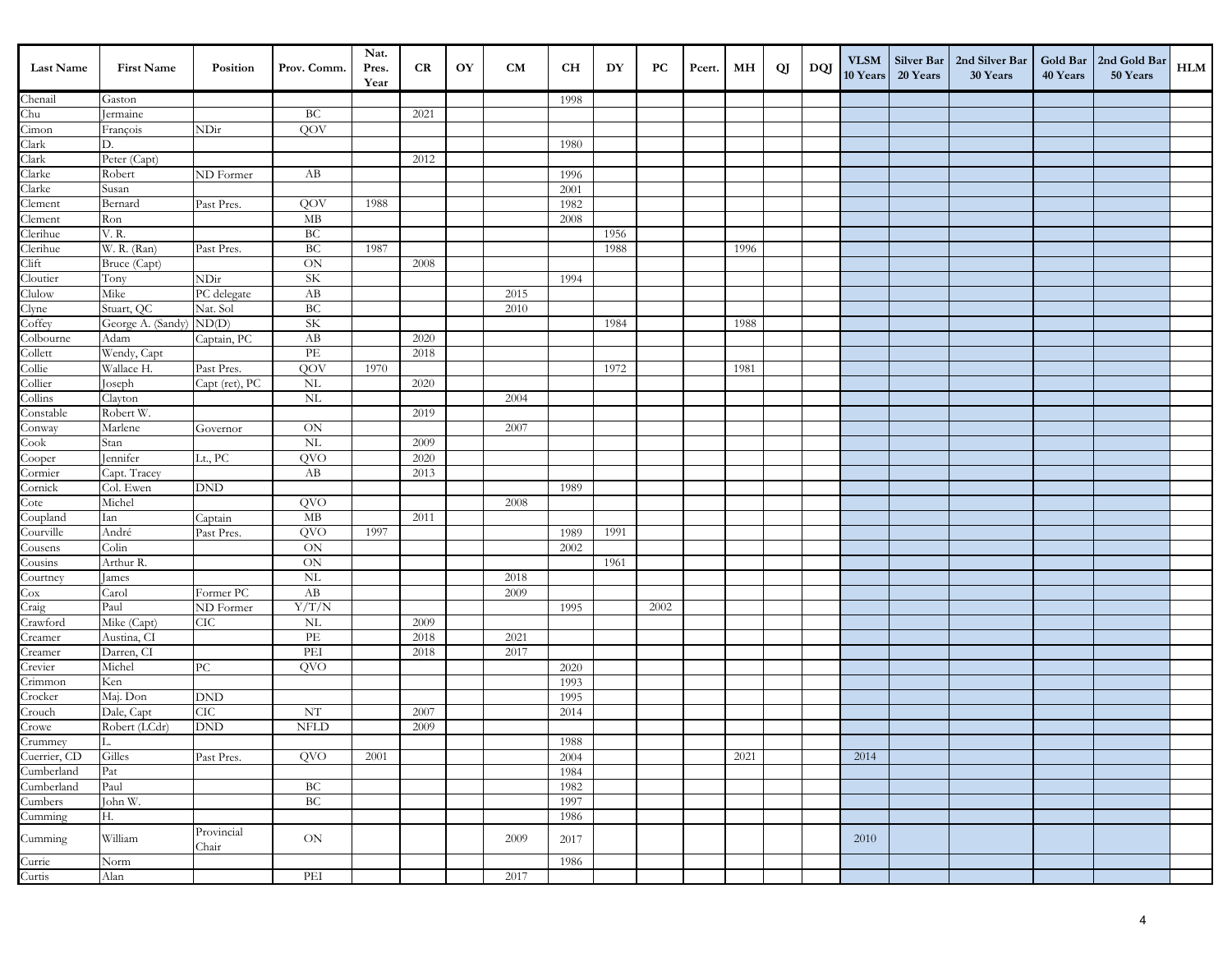| Last Name | First Name | Position | Prov. Comm. | Nat. Pres. Year | CR | OY | CM | CH | DY | PC | Pcert. | MH | QJ | DQJ | VLSM 10 Years | Silver Bar 20 Years | 2nd Silver Bar 30 Years | Gold Bar 40 Years | 2nd Gold Bar 50 Years | HLM |
|---|---|---|---|---|---|---|---|---|---|---|---|---|---|---|---|---|---|---|---|---|
| Chenail | Gaston | | | | | | | 1998 | | | | | | | | | | | | |
| Chu | Jermaine | | BC | | 2021 | | | | | | | | | | | | | | | |
| Cimon | François | NDir | QOV | | | | | | | | | | | | | | | | | |
| Clark | D. | | | | | | | 1980 | | | | | | | | | | | | |
| Clark | Peter (Capt) | | | | 2012 | | | | | | | | | | | | | | | |
| Clarke | Robert | ND Former | AB | | | | | 1996 | | | | | | | | | | | | |
| Clarke | Susan | | | | | | | 2001 | | | | | | | | | | | | |
| Clement | Bernard | Past Pres. | QOV | 1988 | | | | 1982 | | | | | | | | | | | | |
| Clement | Ron | | MB | | | | | 2008 | | | | | | | | | | | | |
| Clerihue | V. R. | | BC | | | | | | 1956 | | | | | | | | | | | |
| Clerihue | W. R. (Ran) | Past Pres. | BC | 1987 | | | | | 1988 | | | 1996 | | | | | | | | |
| Clift | Bruce (Capt) | | ON | | 2008 | | | | | | | | | | | | | | | |
| Cloutier | Tony | NDir | SK | | | | | 1994 | | | | | | | | | | | | |
| Clulow | Mike | PC delegate | AB | | | | 2015 | | | | | | | | | | | | | |
| Clyne | Stuart, QC | Nat. Sol | BC | | | | 2010 | | | | | | | | | | | | | |
| Coffey | George A. (Sandy) | ND(D) | SK | | | | | | 1984 | | | 1988 | | | | | | | | |
| Colbourne | Adam | Captain, PC | AB | | 2020 | | | | | | | | | | | | | | | |
| Collett | Wendy, Capt | | PE | | 2018 | | | | | | | | | | | | | | | |
| Collie | Wallace H. | Past Pres. | QOV | 1970 | | | | | 1972 | | | 1981 | | | | | | | | |
| Collier | Joseph | Capt (ret), PC | NL | | 2020 | | | | | | | | | | | | | | | |
| Collins | Clayton | | NL | | | | 2004 | | | | | | | | | | | | | |
| Constable | Robert W. | | | | 2019 | | | | | | | | | | | | | | | |
| Conway | Marlene | Governor | ON | | | | 2007 | | | | | | | | | | | | | |
| Cook | Stan | | NL | | 2009 | | | | | | | | | | | | | | | |
| Cooper | Jennifer | Lt., PC | QVO | | 2020 | | | | | | | | | | | | | | | |
| Cormier | Capt. Tracey | | AB | | 2013 | | | | | | | | | | | | | | | |
| Cornick | Col. Ewen | DND | | | | | | 1989 | | | | | | | | | | | | |
| Cote | Michel | | QVO | | | | 2008 | | | | | | | | | | | | | |
| Coupland | Ian | Captain | MB | | 2011 | | | | | | | | | | | | | | | |
| Courville | André | Past Pres. | QVO | 1997 | | | | 1989 | 1991 | | | | | | | | | | | |
| Cousens | Colin | | ON | | | | | 2002 | | | | | | | | | | | | |
| Cousins | Arthur R. | | ON | | | | | | 1961 | | | | | | | | | | | |
| Courtney | James | | NL | | | | 2018 | | | | | | | | | | | | | |
| Cox | Carol | Former PC | AB | | | | 2009 | | | | | | | | | | | | | |
| Craig | Paul | ND Former | Y/T/N | | | | | 1995 | | 2002 | | | | | | | | | | |
| Crawford | Mike (Capt) | CIC | NL | | 2009 | | | | | | | | | | | | | | | |
| Creamer | Austina, CI | | PE | | 2018 | | 2021 | | | | | | | | | | | | | |
| Creamer | Darren, CI | | PEI | | 2018 | | 2017 | | | | | | | | | | | | | |
| Crevier | Michel | PC | QVO | | | | | 2020 | | | | | | | | | | | | |
| Crimmon | Ken | | | | | | | 1993 | | | | | | | | | | | | |
| Crocker | Maj. Don | DND | | | | | | 1995 | | | | | | | | | | | | |
| Crouch | Dale, Capt | CIC | NT | | 2007 | | | 2014 | | | | | | | | | | | | |
| Crowe | Robert (LCdr) | DND | NFLD | | 2009 | | | | | | | | | | | | | | | |
| Crummey | L. | | | | | | | 1988 | | | | | | | | | | | | |
| Cuerrier, CD | Gilles | Past Pres. | QVO | 2001 | | | | 2004 | | | | 2021 | | | 2014 | | | | | |
| Cumberland | Pat | | | | | | | 1984 | | | | | | | | | | | | |
| Cumberland | Paul | | BC | | | | | 1982 | | | | | | | | | | | | |
| Cumbers | John W. | | BC | | | | | 1997 | | | | | | | | | | | | |
| Cumming | H. | | | | | | | 1986 | | | | | | | | | | | | |
| Cumming | William | Provincial Chair | ON | | | | 2009 | 2017 | | | | | | | 2010 | | | | | |
| Currie | Norm | | | | | | | 1986 | | | | | | | | | | | | |
| Curtis | Alan | | PEI | | | | 2017 | | | | | | | | | | | | | |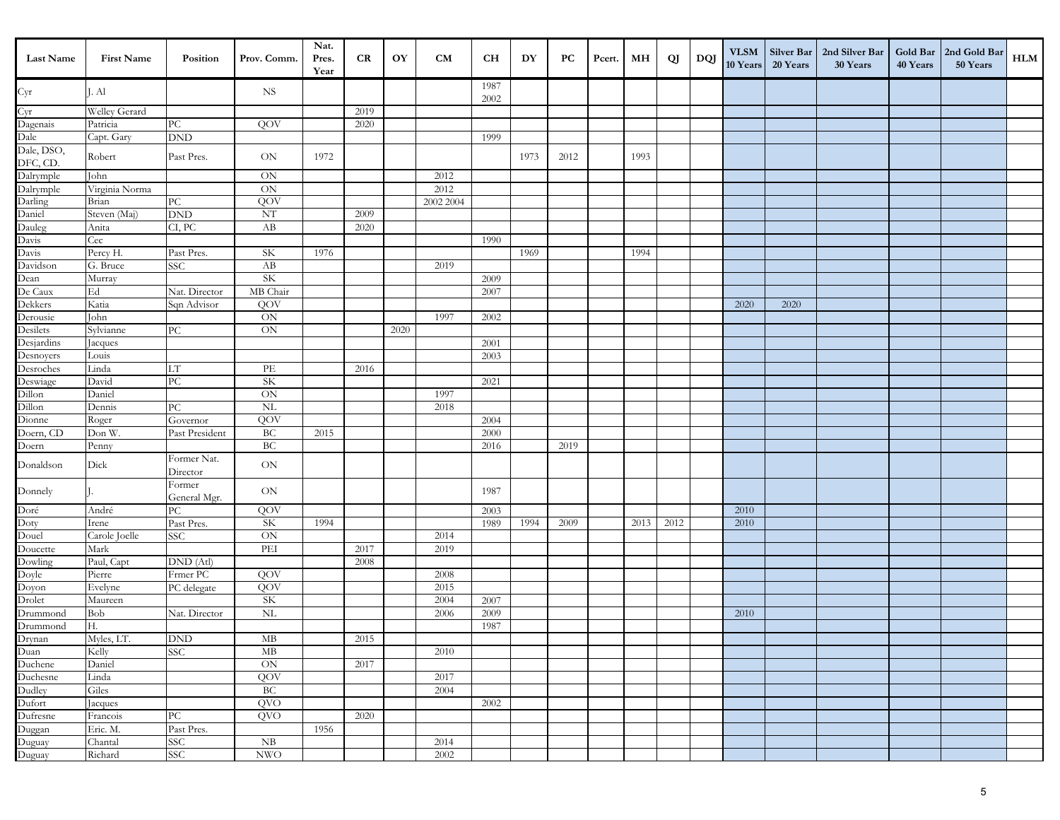| Last Name | First Name | Position | Prov. Comm. | Nat. Pres. Year | CR | OY | CM | CH | DY | PC | Pcert. | MH | QJ | DQJ | VLSM 10 Years | Silver Bar 20 Years | 2nd Silver Bar 30 Years | Gold Bar 40 Years | 2nd Gold Bar 50 Years | HLM |
|---|---|---|---|---|---|---|---|---|---|---|---|---|---|---|---|---|---|---|---|---|
| Cyr | J. Al | | NS | | | | | 1987 2002 | | | | | | | | | | | | |
| Cyr | Welley Gerard | | | | 2019 | | | | | | | | | | | | | | | |
| Dagenais | Patricia | PC | QOV | | 2020 | | | | | | | | | | | | | | | |
| Dale | Capt. Gary | DND | | | | | | 1999 | | | | | | | | | | | | |
| Dale, DSO, DFC, CD. | Robert | Past Pres. | ON | 1972 | | | | | 1973 | 2012 | | 1993 | | | | | | | | |
| Dalrymple | John | | ON | | | | 2012 | | | | | | | | | | | | | |
| Dalrymple | Virginia Norma | | ON | | | | 2012 | | | | | | | | | | | | | |
| Darling | Brian | PC | QOV | | | | 2002 2004 | | | | | | | | | | | | | |
| Daniel | Steven (Maj) | DND | NT | | 2009 | | | | | | | | | | | | | | | |
| Dauleg | Anita | CI, PC | AB | | 2020 | | | | | | | | | | | | | | | |
| Davis | Cec | | | | | | | 1990 | | | | | | | | | | | | |
| Davis | Percy H. | Past Pres. | SK | 1976 | | | | | 1969 | | | 1994 | | | | | | | | |
| Davidson | G. Bruce | SSC | AB | | | | 2019 | | | | | | | | | | | | | |
| Dean | Murray | | SK | | | | | 2009 | | | | | | | | | | | | |
| De Caux | Ed | Nat. Director | MB Chair | | | | | 2007 | | | | | | | | | | | | |
| Dekkers | Katia | Sqn Advisor | QOV | | | | | | | | | | | | 2020 | 2020 | | | | |
| Derousie | John | | ON | | | | 1997 | 2002 | | | | | | | | | | | | |
| Desilets | Sylvianne | PC | ON | | | 2020 | | | | | | | | | | | | | | |
| Desjardins | Jacques | | | | | | | 2001 | | | | | | | | | | | | |
| Desnoyers | Louis | | | | | | | 2003 | | | | | | | | | | | | |
| Desroches | Linda | LT | PE | | 2016 | | | | | | | | | | | | | | | |
| Deswiage | David | PC | SK | | | | | 2021 | | | | | | | | | | | | |
| Dillon | Daniel | | ON | | | | 1997 | | | | | | | | | | | | | |
| Dillon | Dennis | PC | NL | | | | 2018 | | | | | | | | | | | | | |
| Dionne | Roger | Governor | QOV | | | | | 2004 | | | | | | | | | | | | |
| Doern, CD | Don W. | Past President | BC | 2015 | | | | 2000 | | | | | | | | | | | | |
| Doern | Penny | | BC | | | | | 2016 | | 2019 | | | | | | | | | | |
| Donaldson | Dick | Former Nat. Director | ON | | | | | | | | | | | | | | | | | |
| Donnely | J. | Former General Mgr. | ON | | | | | 1987 | | | | | | | | | | | | |
| Doré | André | PC | QOV | | | | | 2003 | | | | | | | 2010 | | | | | |
| Doty | Irene | Past Pres. | SK | 1994 | | | | 1989 | 1994 | 2009 | | 2013 | 2012 | | 2010 | | | | | |
| Douel | Carole Joelle | SSC | ON | | | | 2014 | | | | | | | | | | | | | |
| Doucette | Mark | | PEI | | 2017 | | 2019 | | | | | | | | | | | | | |
| Dowling | Paul, Capt | DND (Atl) | | | 2008 | | | | | | | | | | | | | | | |
| Doyle | Pierre | Frmer PC | QOV | | | | 2008 | | | | | | | | | | | | | |
| Doyon | Evelyne | PC delegate | QOV | | | | 2015 | | | | | | | | | | | | | |
| Drolet | Maureen | | SK | | | | 2004 | 2007 | | | | | | | | | | | | |
| Drummond | Bob | Nat. Director | NL | | | | 2006 | 2009 | | | | | | | 2010 | | | | | |
| Drummond | H. | | | | | | | 1987 | | | | | | | | | | | | |
| Drynan | Myles, LT. | DND | MB | | 2015 | | | | | | | | | | | | | | | |
| Duan | Kelly | SSC | MB | | | | 2010 | | | | | | | | | | | | | |
| Duchene | Daniel | | ON | | 2017 | | | | | | | | | | | | | | | |
| Duchesne | Linda | | QOV | | | | 2017 | | | | | | | | | | | | | |
| Dudley | Giles | | BC | | | | 2004 | | | | | | | | | | | | | |
| Dufort | Jacques | | QVO | | | | | 2002 | | | | | | | | | | | | |
| Dufresne | Francois | PC | QVO | | 2020 | | | | | | | | | | | | | | | |
| Duggan | Eric. M. | Past Pres. | | 1956 | | | | | | | | | | | | | | | | |
| Duguay | Chantal | SSC | NB | | | | 2014 | | | | | | | | | | | | | |
| Duguay | Richard | SSC | NWO | | | | 2002 | | | | | | | | | | | | | |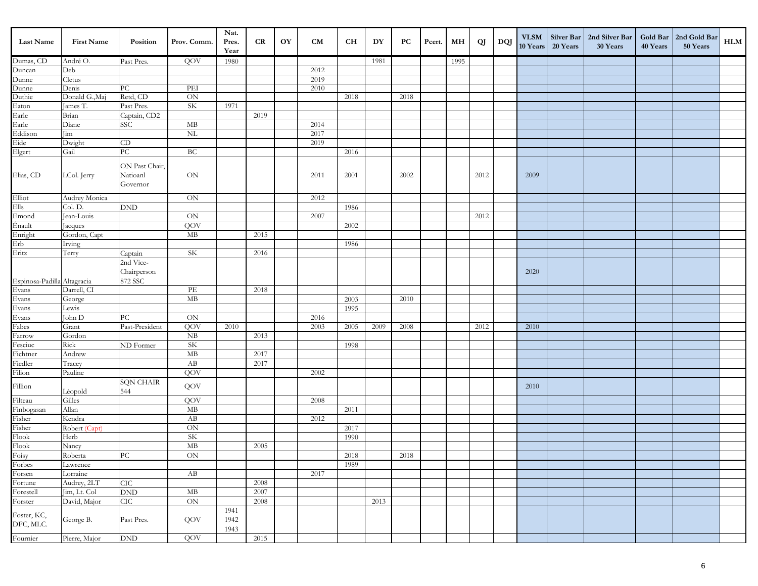| Last Name | First Name | Position | Prov. Comm. | Nat. Pres. Year | CR | OY | CM | CH | DY | PC | Pcert. | MH | QJ | DQJ | VLSM 10 Years | Silver Bar 20 Years | 2nd Silver Bar 30 Years | Gold Bar 40 Years | 2nd Gold Bar 50 Years | HLM |
|---|---|---|---|---|---|---|---|---|---|---|---|---|---|---|---|---|---|---|---|---|
| Dumas, CD | André O. | Past Pres. | QOV | 1980 | | | | | 1981 | | | 1995 | | | | | | | | |
| Duncan | Deb | | | | | | 2012 | | | | | | | | | | | | | |
| Dunne | Cletus | | | | | | 2019 | | | | | | | | | | | | | |
| Dunne | Denis | PC | PEI | | | | 2010 | | | | | | | | | | | | | |
| Duthie | Donald G.,Maj | Retd, CD | ON | | | | | 2018 | | 2018 | | | | | | | | | | |
| Eaton | James T. | Past Pres. | SK | 1971 | | | | | | | | | | | | | | | | |
| Earle | Brian | Captain, CD2 | | | 2019 | | | | | | | | | | | | | | | |
| Earle | Diane | SSC | MB | | | | 2014 | | | | | | | | | | | | | |
| Eddison | Jim | | NL | | | | 2017 | | | | | | | | | | | | | |
| Eide | Dwight | CD | | | | | 2019 | | | | | | | | | | | | | |
| Elgert | Gail | PC | BC | | | | | 2016 | | | | | | | | | | | | |
| Elias, CD | LCol. Jerry | ON Past Chair, Natioanl Governor | ON | | | | 2011 | 2001 | | 2002 | | | 2012 | | 2009 | | | | | |
| Elliot | Audrey Monica | | ON | | | | 2012 | | | | | | | | | | | | | |
| Ells | Col. D. | DND | | | | | | 1986 | | | | | | | | | | | | |
| Emond | Jean-Louis | | ON | | | | 2007 | | | | | | 2012 | | | | | | | |
| Énault | Jacques | | QOV | | | | | 2002 | | | | | | | | | | | | |
| Enright | Gordon, Capt | | MB | | 2015 | | | | | | | | | | | | | | | |
| Erb | Irving | | | | | | | 1986 | | | | | | | | | | | | |
| Eritz | Terry | Captain | SK | | 2016 | | | | | | | | | | | | | | | |
| Espinosa-Padilla | Altagracia | 2nd Vice-Chairperson 872 SSC | | | | | | | | | | | | | 2020 | | | | | |
| Evans | Darrell, CI | | PE | | 2018 | | | | | | | | | | | | | | | |
| Evans | George | | MB | | | | | 2003 | | 2010 | | | | | | | | | | |
| Evans | Lewis | | | | | | | 1995 | | | | | | | | | | | | |
| Evans | John D | PC | ON | | | | 2016 | | | | | | | | | | | | | |
| Fabes | Grant | Past-President | QOV | 2010 | | | 2003 | 2005 | 2009 | 2008 | | | 2012 | | 2010 | | | | | |
| Farrow | Gordon | | NB | | 2013 | | | | | | | | | | | | | | | |
| Fesciuc | Rick | ND Former | SK | | | | | 1998 | | | | | | | | | | | | |
| Fichtner | Andrew | | MB | | 2017 | | | | | | | | | | | | | | | |
| Fiedler | Tracey | | AB | | 2017 | | | | | | | | | | | | | | | |
| Filion | Pauline | | QOV | | | | 2002 | | | | | | | | | | | | | |
| Fillion | Léopold | SQN CHAIR 544 | QOV | | | | | | | | | | | | 2010 | | | | | |
| Filteau | Gilles | | QOV | | | | 2008 | | | | | | | | | | | | | |
| Finbogasan | Allan | | MB | | | | | 2011 | | | | | | | | | | | | |
| Fisher | Kendra | | AB | | | | 2012 | | | | | | | | | | | | | |
| Fisher | Robert (Capt) | | ON | | | | | 2017 | | | | | | | | | | | | |
| Flook | Herb | | SK | | | | | 1990 | | | | | | | | | | | | |
| Flook | Nancy | | MB | | 2005 | | | | | | | | | | | | | | | |
| Foisy | Roberta | PC | ON | | | | | 2018 | | 2018 | | | | | | | | | | |
| Forbes | Lawrence | | | | | | | 1989 | | | | | | | | | | | | |
| Forsen | Lorraine | | AB | | | | 2017 | | | | | | | | | | | | | |
| Fortune | Audrey, 2LT | CIC | | | 2008 | | | | | | | | | | | | | | | |
| Forestell | Jim, Lt. Col | DND | MB | | 2007 | | | | | | | | | | | | | | | |
| Forster | David, Major | CIC | ON | | 2008 | | | | 2013 | | | | | | | | | | | |
| Foster, KC, DFC, MLC. | George B. | Past Pres. | QOV | 1941 1942 1943 | | | | | | | | | | | | | | | | |
| Fournier | Pierre, Major | DND | QOV | | 2015 | | | | | | | | | | | | | | | |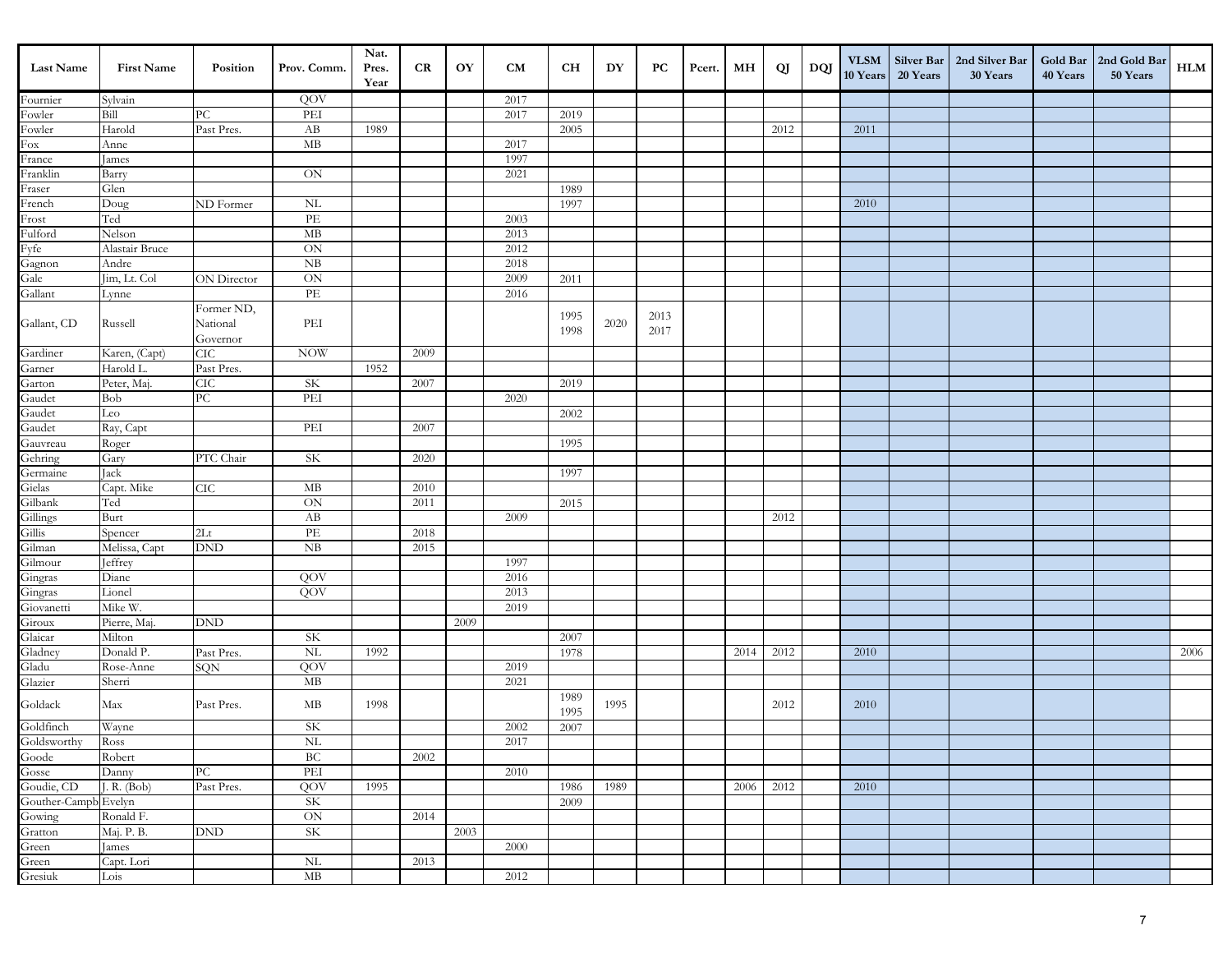| Last Name | First Name | Position | Prov. Comm. | Nat. Pres. Year | CR | OY | CM | CH | DY | PC | Pcert. | MH | QJ | DQJ | VLSM 10 Years | Silver Bar 20 Years | 2nd Silver Bar 30 Years | Gold Bar 40 Years | 2nd Gold Bar 50 Years | HLM |
|---|---|---|---|---|---|---|---|---|---|---|---|---|---|---|---|---|---|---|---|---|
| Fournier | Sylvain | | QOV | | | | 2017 | | | | | | | | | | | | | |
| Fowler | Bill | PC | PEI | | | | 2017 | 2019 | | | | | | | | | | | | |
| Fowler | Harold | Past Pres. | AB | 1989 | | | | 2005 | | | | | 2012 | | 2011 | | | | | |
| Fox | Anne | | MB | | | | 2017 | | | | | | | | | | | | | |
| France | James | | | | | | 1997 | | | | | | | | | | | | | |
| Franklin | Barry | | ON | | | | 2021 | | | | | | | | | | | | | |
| Fraser | Glen | | | | | | | 1989 | | | | | | | | | | | | |
| French | Doug | ND Former | NL | | | | | 1997 | | | | | | | 2010 | | | | | |
| Frost | Ted | | PE | | | | 2003 | | | | | | | | | | | | | |
| Fulford | Nelson | | MB | | | | 2013 | | | | | | | | | | | | | |
| Fyfe | Alastair Bruce | | ON | | | | 2012 | | | | | | | | | | | | | |
| Gagnon | Andre | | NB | | | | 2018 | | | | | | | | | | | | | |
| Gale | Jim, Lt. Col | ON Director | ON | | | | 2009 | 2011 | | | | | | | | | | | | |
| Gallant | Lynne | | PE | | | | 2016 | | | | | | | | | | | | | |
| Gallant, CD | Russell | Former ND, National Governor | PEI | | | | | 1995 1998 | 2020 | 2013 2017 | | | | | | | | | | |
| Gardiner | Karen, (Capt) | CIC | NOW | | 2009 | | | | | | | | | | | | | | | |
| Garner | Harold L. | Past Pres. | | 1952 | | | | | | | | | | | | | | | | |
| Garton | Peter, Maj. | CIC | SK | | 2007 | | | 2019 | | | | | | | | | | | | |
| Gaudet | Bob | PC | PEI | | | | 2020 | | | | | | | | | | | | | |
| Gaudet | Leo | | | | | | | 2002 | | | | | | | | | | | | |
| Gaudet | Ray, Capt | | PEI | | 2007 | | | | | | | | | | | | | | | |
| Gauvreau | Roger | | | | | | | 1995 | | | | | | | | | | | | |
| Gehring | Gary | PTC Chair | SK | | 2020 | | | | | | | | | | | | | | | |
| Germaine | Jack | | | | | | | 1997 | | | | | | | | | | | | |
| Gielas | Capt. Mike | CIC | MB | | 2010 | | | | | | | | | | | | | | | |
| Gilbank | Ted | | ON | | 2011 | | | 2015 | | | | | | | | | | | | |
| Gillings | Burt | | AB | | | | 2009 | | | | | | 2012 | | | | | | | |
| Gillis | Spencer | 2Lt | PE | | 2018 | | | | | | | | | | | | | | | |
| Gilman | Melissa, Capt | DND | NB | | 2015 | | | | | | | | | | | | | | | |
| Gilmour | Jeffrey | | | | | | 1997 | | | | | | | | | | | | | |
| Gingras | Diane | | QOV | | | | 2016 | | | | | | | | | | | | | |
| Gingras | Lionel | | QOV | | | | 2013 | | | | | | | | | | | | | |
| Giovanetti | Mike W. | | | | | | 2019 | | | | | | | | | | | | | |
| Giroux | Pierre, Maj. | DND | | | | 2009 | | | | | | | | | | | | | | |
| Glaicar | Milton | | SK | | | | | 2007 | | | | | | | | | | | | |
| Gladney | Donald P. | Past Pres. | NL | 1992 | | | | 1978 | | | | 2014 | 2012 | | 2010 | | | | | 2006 |
| Gladu | Rose-Anne | SQN | QOV | | | | 2019 | | | | | | | | | | | | | |
| Glazier | Sherri | | MB | | | | 2021 | | | | | | | | | | | | | |
| Goldack | Max | Past Pres. | MB | 1998 | | | | 1989 1995 | 1995 | | | | 2012 | | 2010 | | | | | |
| Goldfinch | Wayne | | SK | | | | 2002 | 2007 | | | | | | | | | | | | |
| Goldsworthy | Ross | | NL | | | | 2017 | | | | | | | | | | | | | |
| Goode | Robert | | BC | | 2002 | | | | | | | | | | | | | | | |
| Gosse | Danny | PC | PEI | | | | 2010 | | | | | | | | | | | | | |
| Goudie, CD | J. R. (Bob) | Past Pres. | QOV | 1995 | | | | 1986 | 1989 | | | 2006 | 2012 | | 2010 | | | | | |
| Gouther-Campb | Evelyn | | SK | | | | | 2009 | | | | | | | | | | | | |
| Gowing | Ronald F. | | ON | | 2014 | | | | | | | | | | | | | | | |
| Gratton | Maj. P. B. | DND | SK | | | 2003 | | | | | | | | | | | | | | |
| Green | James | | | | | | 2000 | | | | | | | | | | | | | |
| Green | Capt. Lori | | NL | | 2013 | | | | | | | | | | | | | | | |
| Gresiuk | Lois | | MB | | | | 2012 | | | | | | | | | | | | | |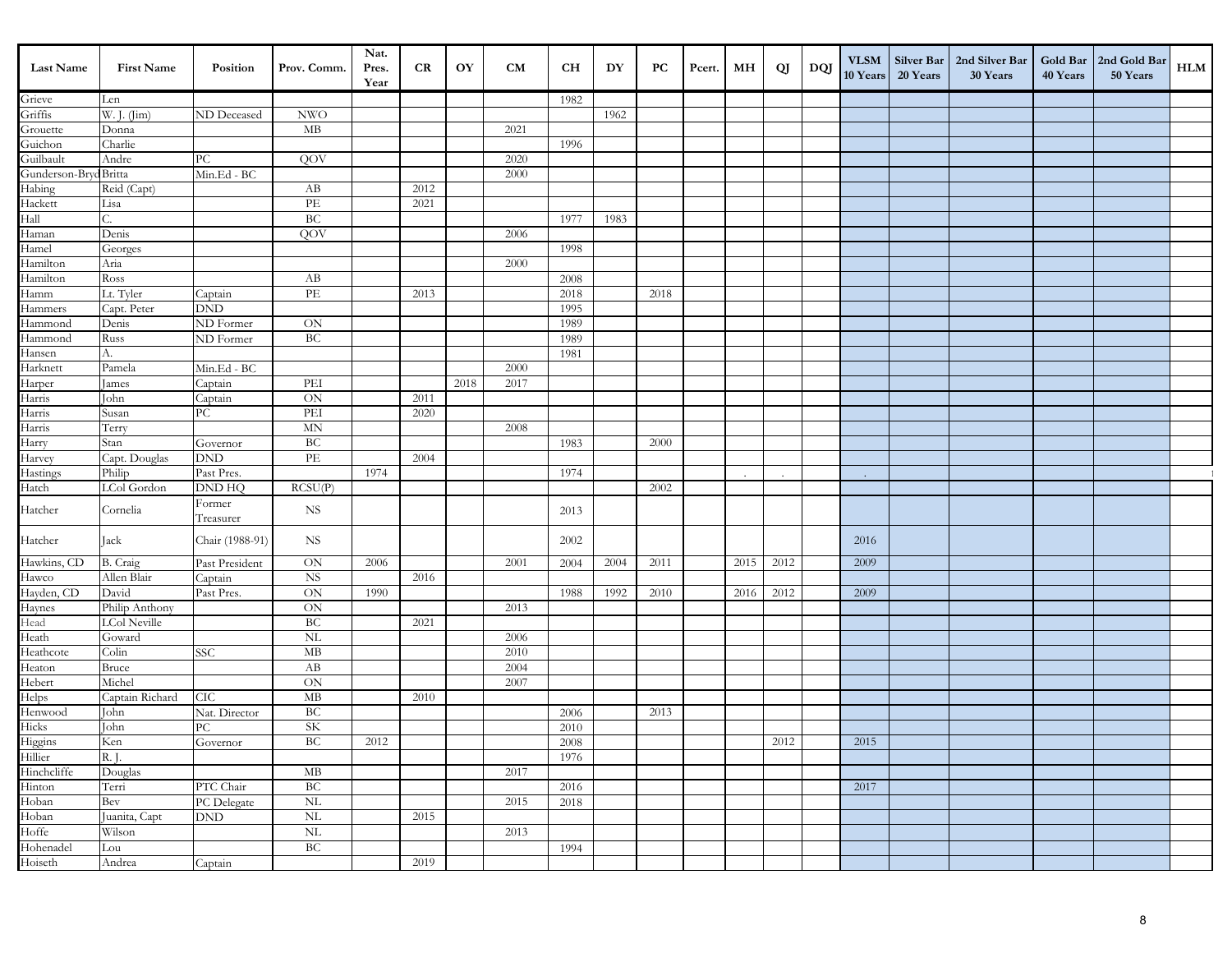| Last Name | First Name | Position | Prov. Comm. | Nat. Pres. Year | CR | OY | CM | CH | DY | PC | Pcert. | MH | QJ | DQJ | VLSM 10 Years | Silver Bar 20 Years | 2nd Silver Bar 30 Years | Gold Bar 40 Years | 2nd Gold Bar 50 Years | HLM |
|---|---|---|---|---|---|---|---|---|---|---|---|---|---|---|---|---|---|---|---|---|
| Grieve | Len | | | | | | | 1982 | | | | | | | | | | | | |
| Griffis | W. J. (Jim) | ND Deceased | NWO | | | | | | 1962 | | | | | | | | | | | |
| Grouette | Donna | | MB | | | | 2021 | | | | | | | | | | | | | |
| Guichon | Charlie | | | | | | | 1996 | | | | | | | | | | | | |
| Guilbault | Andre | PC | QOV | | | | 2020 | | | | | | | | | | | | | |
| Gunderson-Bryd | Britta | Min.Ed - BC | | | | | 2000 | | | | | | | | | | | | | |
| Habing | Reid (Capt) | | AB | | 2012 | | | | | | | | | | | | | | | |
| Hackett | Lisa | | PE | | 2021 | | | | | | | | | | | | | | | |
| Hall | C. | | BC | | | | | 1977 | 1983 | | | | | | | | | | | |
| Haman | Denis | | QOV | | | | 2006 | | | | | | | | | | | | | |
| Hamel | Georges | | | | | | | 1998 | | | | | | | | | | | | |
| Hamilton | Aria | | | | | | 2000 | | | | | | | | | | | | | |
| Hamilton | Ross | | AB | | | | | 2008 | | | | | | | | | | | | |
| Hamm | Lt. Tyler | Captain | PE | | 2013 | | | 2018 | | 2018 | | | | | | | | | | |
| Hammers | Capt. Peter | DND | | | | | | 1995 | | | | | | | | | | | | |
| Hammond | Denis | ND Former | ON | | | | | 1989 | | | | | | | | | | | | |
| Hammond | Russ | ND Former | BC | | | | | 1989 | | | | | | | | | | | | |
| Hansen | A. | | | | | | | 1981 | | | | | | | | | | | | |
| Harknett | Pamela | Min.Ed - BC | | | | | 2000 | | | | | | | | | | | | | |
| Harper | James | Captain | PEI | | | 2018 | 2017 | | | | | | | | | | | | | |
| Harris | John | Captain | ON | | 2011 | | | | | | | | | | | | | | | |
| Harris | Susan | PC | PEI | | 2020 | | | | | | | | | | | | | | | |
| Harris | Terry | | MN | | | | 2008 | | | | | | | | | | | | | |
| Harry | Stan | Governor | BC | | | | | 1983 | | 2000 | | | | | | | | | | |
| Harvey | Capt. Douglas | DND | PE | | 2004 | | | | | | | | | | | | | | | |
| Hastings | Philip | Past Pres. | | 1974 | | | | 1974 | | | | . | . | | . | | | | | |
| Hatch | LCol Gordon | DND HQ | RCSU(P) | | | | | | | 2002 | | | | | | | | | | |
| Hatcher | Cornelia | Former Treasurer | NS | | | | | 2013 | | | | | | | | | | | | |
| Hatcher | Jack | Chair (1988-91) | NS | | | | | 2002 | | | | | | | 2016 | | | | | |
| Hawkins, CD | B. Craig | Past President | ON | 2006 | | | 2001 | 2004 | 2004 | 2011 | | 2015 | 2012 | | 2009 | | | | | |
| Hawco | Allen Blair | Captain | NS | | 2016 | | | | | | | | | | | | | | | |
| Hayden, CD | David | Past Pres. | ON | 1990 | | | | 1988 | 1992 | 2010 | | 2016 | 2012 | | 2009 | | | | | |
| Haynes | Philip Anthony | | ON | | | | 2013 | | | | | | | | | | | | | |
| Head | LCol Neville | | BC | | 2021 | | | | | | | | | | | | | | | |
| Heath | Goward | | NL | | | | 2006 | | | | | | | | | | | | | |
| Heathcote | Colin | SSC | MB | | | | 2010 | | | | | | | | | | | | | |
| Heaton | Bruce | | AB | | | | 2004 | | | | | | | | | | | | | |
| Hebert | Michel | | ON | | | | 2007 | | | | | | | | | | | | | |
| Helps | Captain Richard | CIC | MB | | 2010 | | | | | | | | | | | | | | | |
| Henwood | John | Nat. Director | BC | | | | | 2006 | | 2013 | | | | | | | | | | |
| Hicks | John | PC | SK | | | | | 2010 | | | | | | | | | | | | |
| Higgins | Ken | Governor | BC | 2012 | | | | 2008 | | | | | 2012 | | 2015 | | | | | |
| Hillier | R. J. | | | | | | | 1976 | | | | | | | | | | | | |
| Hinchcliffe | Douglas | | MB | | | | 2017 | | | | | | | | | | | | | |
| Hinton | Terri | PTC Chair | BC | | | | | 2016 | | | | | | | 2017 | | | | | |
| Hoban | Bev | PC Delegate | NL | | | | 2015 | 2018 | | | | | | | | | | | | |
| Hoban | Juanita, Capt | DND | NL | | 2015 | | | | | | | | | | | | | | | |
| Hoffe | Wilson | | NL | | | | 2013 | | | | | | | | | | | | | |
| Hohenadel | Lou | | BC | | | | | 1994 | | | | | | | | | | | | |
| Hoiseth | Andrea | Captain | | | 2019 | | | | | | | | | | | | | | | |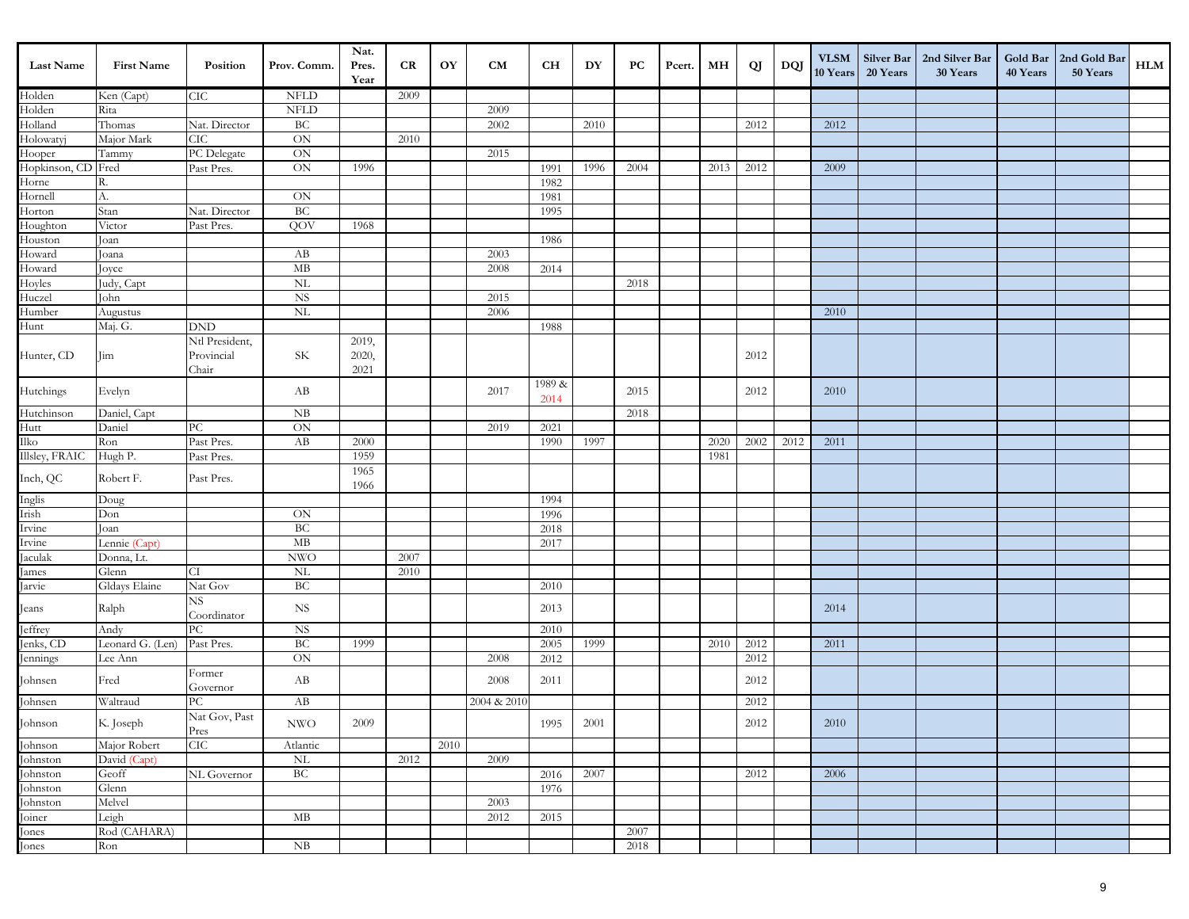| Last Name | First Name | Position | Prov. Comm. | Nat. Pres. Year | CR | OY | CM | CH | DY | PC | Pcert. | MH | QJ | DQJ | VLSM 10 Years | Silver Bar 20 Years | 2nd Silver Bar 30 Years | Gold Bar 40 Years | 2nd Gold Bar 50 Years | HLM |
|---|---|---|---|---|---|---|---|---|---|---|---|---|---|---|---|---|---|---|---|---|
| Holden | Ken (Capt) | CIC | NFLD | | 2009 | | | | | | | | | | | | | | | |
| Holden | Rita | | NFLD | | | | 2009 | | | | | | | | | | | | | |
| Holland | Thomas | Nat. Director | BC | | | | 2002 | | 2010 | | | | 2012 | | 2012 | | | | | |
| Holowatyj | Major Mark | CIC | ON | | 2010 | | | | | | | | | | | | | | | |
| Hooper | Tammy | PC Delegate | ON | | | | 2015 | | | | | | | | | | | | | |
| Hopkinson, CD | Fred | Past Pres. | ON | 1996 | | | | 1991 | 1996 | 2004 | | 2013 | 2012 | | 2009 | | | | | |
| Horne | R. | | | | | | | 1982 | | | | | | | | | | | | |
| Hornell | A. | | ON | | | | | 1981 | | | | | | | | | | | | |
| Horton | Stan | Nat. Director | BC | | | | | 1995 | | | | | | | | | | | | |
| Houghton | Victor | Past Pres. | QOV | 1968 | | | | | | | | | | | | | | | | |
| Houston | Joan | | | | | | | 1986 | | | | | | | | | | | | |
| Howard | Joana | | AB | | | | 2003 | | | | | | | | | | | | | |
| Howard | Joyce | | MB | | | | 2008 | 2014 | | | | | | | | | | | | |
| Hoyles | Judy, Capt | | NL | | | | | | | 2018 | | | | | | | | | | |
| Huczel | John | | NS | | | | 2015 | | | | | | | | | | | | | |
| Humber | Augustus | | NL | | | | 2006 | | | | | | | | 2010 | | | | | |
| Hunt | Maj. G. | DND | | | | | | 1988 | | | | | | | | | | | | |
| Hunter, CD | Jim | Ntl President, Provincial Chair | SK | 2019, 2020, 2021 | | | | | | | | | 2012 | | | | | | | |
| Hutchings | Evelyn | | AB | | | | 2017 | 1989 & 2014 | | 2015 | | | 2012 | | 2010 | | | | | |
| Hutchinson | Daniel, Capt | | NB | | | | | | | 2018 | | | | | | | | | | |
| Hutt | Daniel | PC | ON | | | | 2019 | 2021 | | | | | | | | | | | | |
| Ilko | Ron | Past Pres. | AB | 2000 | | | | 1990 | 1997 | | | 2020 | 2002 | 2012 | 2011 | | | | | |
| Illsley, FRAIC | Hugh P. | Past Pres. | | 1959 | | | | | | | | 1981 | | | | | | | | |
| Inch, QC | Robert F. | Past Pres. | | 1965 1966 | | | | | | | | | | | | | | | | |
| Inglis | Doug | | | | | | | 1994 | | | | | | | | | | | | |
| Irish | Don | | ON | | | | | 1996 | | | | | | | | | | | | |
| Irvine | Joan | | BC | | | | | 2018 | | | | | | | | | | | | |
| Irvine | Lennie (Capt) | | MB | | | | | 2017 | | | | | | | | | | | | |
| Jaculak | Donna, Lt. | | NWO | | 2007 | | | | | | | | | | | | | | | |
| James | Glenn | CI | NL | | 2010 | | | | | | | | | | | | | | | |
| Jarvie | Gldays Elaine | Nat Gov | BC | | | | | 2010 | | | | | | | | | | | | |
| Jeans | Ralph | NS Coordinator | NS | | | | | 2013 | | | | | | | 2014 | | | | | |
| Jeffrey | Andy | PC | NS | | | | | 2010 | | | | | | | | | | | | |
| Jenks, CD | Leonard G. (Len) | Past Pres. | BC | 1999 | | | | 2005 | 1999 | | | 2010 | 2012 | | 2011 | | | | | |
| Jennings | Lee Ann | | ON | | | | 2008 | 2012 | | | | | 2012 | | | | | | | |
| Johnsen | Fred | Former Governor | AB | | | | 2008 | 2011 | | | | | 2012 | | | | | | | |
| Johnsen | Waltraud | PC | AB | | | | 2004 & 2010 | | | | | | 2012 | | | | | | | |
| Johnson | K. Joseph | Nat Gov, Past Pres | NWO | 2009 | | | | 1995 | 2001 | | | | 2012 | | 2010 | | | | | |
| Johnson | Major Robert | CIC | Atlantic | | | 2010 | | | | | | | | | | | | | | |
| Johnston | David (Capt) | | NL | | 2012 | | 2009 | | | | | | | | | | | | | |
| Johnston | Geoff | NL Governor | BC | | | | | 2016 | 2007 | | | | 2012 | | 2006 | | | | | |
| Johnston | Glenn | | | | | | | 1976 | | | | | | | | | | | | |
| Johnston | Melvel | | | | | | 2003 | | | | | | | | | | | | | |
| Joiner | Leigh | | MB | | | | 2012 | 2015 | | | | | | | | | | | | |
| Jones | Rod (CAHARA) | | | | | | | | | 2007 | | | | | | | | | | |
| Jones | Ron | | NB | | | | | | | 2018 | | | | | | | | | | |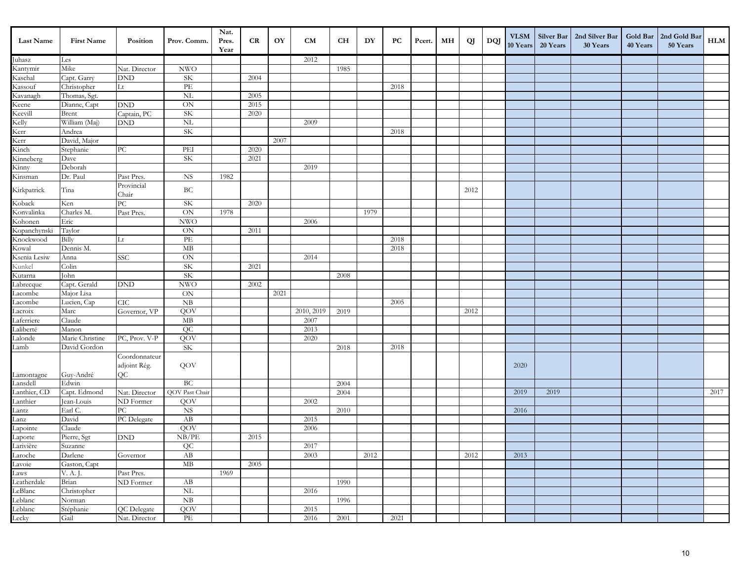| Last Name | First Name | Position | Prov. Comm. | Nat. Pres. Year | CR | OY | CM | CH | DY | PC | Pcert. | MH | QJ | DQJ | VLSM 10 Years | Silver Bar 20 Years | 2nd Silver Bar 30 Years | Gold Bar 40 Years | 2nd Gold Bar 50 Years | HLM |
|---|---|---|---|---|---|---|---|---|---|---|---|---|---|---|---|---|---|---|---|---|
| Juhasz | Les | | | | | | 2012 | | | | | | | | | | | | | |
| Kantymir | Mike | Nat. Director | NWO | | | | | 1985 | | | | | | | | | | | | |
| Kaschal | Capt. Garry | DND | SK | | 2004 | | | | | | | | | | | | | | | |
| Kassouf | Christopher | Lt | PE | | | | | | | 2018 | | | | | | | | | | |
| Kavanagh | Thomas, Sgt. | | NL | | 2005 | | | | | | | | | | | | | | | |
| Keene | Dianne, Capt | DND | ON | | 2015 | | | | | | | | | | | | | | | |
| Keevill | Brent | Captain, PC | SK | | 2020 | | | | | | | | | | | | | | | |
| Kelly | William (Maj) | DND | NL | | | | 2009 | | | | | | | | | | | | | |
| Kerr | Andrea | | SK | | | | | | | 2018 | | | | | | | | | | |
| Kerr | David, Major | | | | | 2007 | | | | | | | | | | | | | | |
| Kinch | Stephanie | PC | PEI | | 2020 | | | | | | | | | | | | | | | |
| Kinneberg | Dave | | SK | | 2021 | | | | | | | | | | | | | | | |
| Kinny | Deborah | | | | | | 2019 | | | | | | | | | | | | | |
| Kinsman | Dr. Paul | Past Pres. | NS | 1982 | | | | | | | | | | | | | | | | |
| Kirkpatrick | Tina | Provincial Chair | BC | | | | | | | | | | 2012 | | | | | | | |
| Koback | Ken | PC | SK | | 2020 | | | | | | | | | | | | | | | |
| Konvalinka | Charles M. | Past Pres. | ON | 1978 | | | | | 1979 | | | | | | | | | | | |
| Kohonen | Eric | | NWO | | | | 2006 | | | | | | | | | | | | | |
| Kopanchynski | Taylor | | ON | | 2011 | | | | | | | | | | | | | | | |
| Knockwood | Billy | Lt | PE | | | | | | | 2018 | | | | | | | | | | |
| Kowal | Dennis M. | | MB | | | | | | | 2018 | | | | | | | | | | |
| Ksenia Lesiw | Anna | SSC | ON | | | | 2014 | | | | | | | | | | | | | |
| Kunkel | Colin | | SK | | 2021 | | | | | | | | | | | | | | | |
| Kutarna | John | | SK | | | | | 2008 | | | | | | | | | | | | |
| Labrecque | Capt. Gerald | DND | NWO | | 2002 | | | | | | | | | | | | | | | |
| Lacombe | Major Lisa | | ON | | | 2021 | | | | | | | | | | | | | | |
| Lacombe | Lucien, Cap | CIC | NB | | | | | | | 2005 | | | | | | | | | | |
| Lacroix | Marc | Governor, VP | QOV | | | | 2010, 2019 | 2019 | | | | | 2012 | | | | | | | |
| Laferriere | Claude | | MB | | | | 2007 | | | | | | | | | | | | | |
| Laliberté | Manon | | QC | | | | 2013 | | | | | | | | | | | | | |
| Lalonde | Marie Christine | PC, Prov. V-P | QOV | | | | 2020 | | | | | | | | | | | | | |
| Lamb | David Gordon | | SK | | | | | 2018 | | 2018 | | | | | | | | | | |
| Lamontagne | Guy-André | Coordonnateur adjoint Rég. QC | QOV | | | | | | | | | | | | 2020 | | | | | |
| Lansdell | Edwin | | BC | | | | | 2004 | | | | | | | | | | | | |
| Lanthier, CD | Capt. Edmond | Nat. Director | QOV Past Chair | | | | | 2004 | | | | | | | 2019 | 2019 | | | | 2017 |
| Lanthier | Jean-Louis | ND Former | QOV | | | | 2002 | | | | | | | | | | | | | |
| Lantz | Earl C. | PC | NS | | | | | 2010 | | | | | | | 2016 | | | | | |
| Lanz | David | PC Delegate | AB | | | | 2015 | | | | | | | | | | | | | |
| Lapointe | Claude | | QOV | | | | 2006 | | | | | | | | | | | | | |
| Laporte | Pierre, Sgt | DND | NB/PE | | 2015 | | | | | | | | | | | | | | | |
| Larivière | Suzanne | | QC | | | | 2017 | | | | | | | | | | | | | |
| Laroche | Darlene | Governor | AB | | | | 2003 | | 2012 | | | | 2012 | | 2013 | | | | | |
| Lavoie | Gaston, Capt | | MB | | 2005 | | | | | | | | | | | | | | | |
| Laws | V. A. J. | Past Pres. | | 1969 | | | | | | | | | | | | | | | | |
| Leatherdale | Brian | ND Former | AB | | | | | 1990 | | | | | | | | | | | | |
| LeBlanc | Christopher | | NL | | | | 2016 | | | | | | | | | | | | | |
| Leblanc | Norman | | NB | | | | | 1996 | | | | | | | | | | | | |
| Leblanc | Stéphanie | QC Delegate | QOV | | | | 2015 | | | | | | | | | | | | | |
| Lecky | Gail | Nat. Director | PE | | | | 2016 | 2001 | | 2021 | | | | | | | | | | |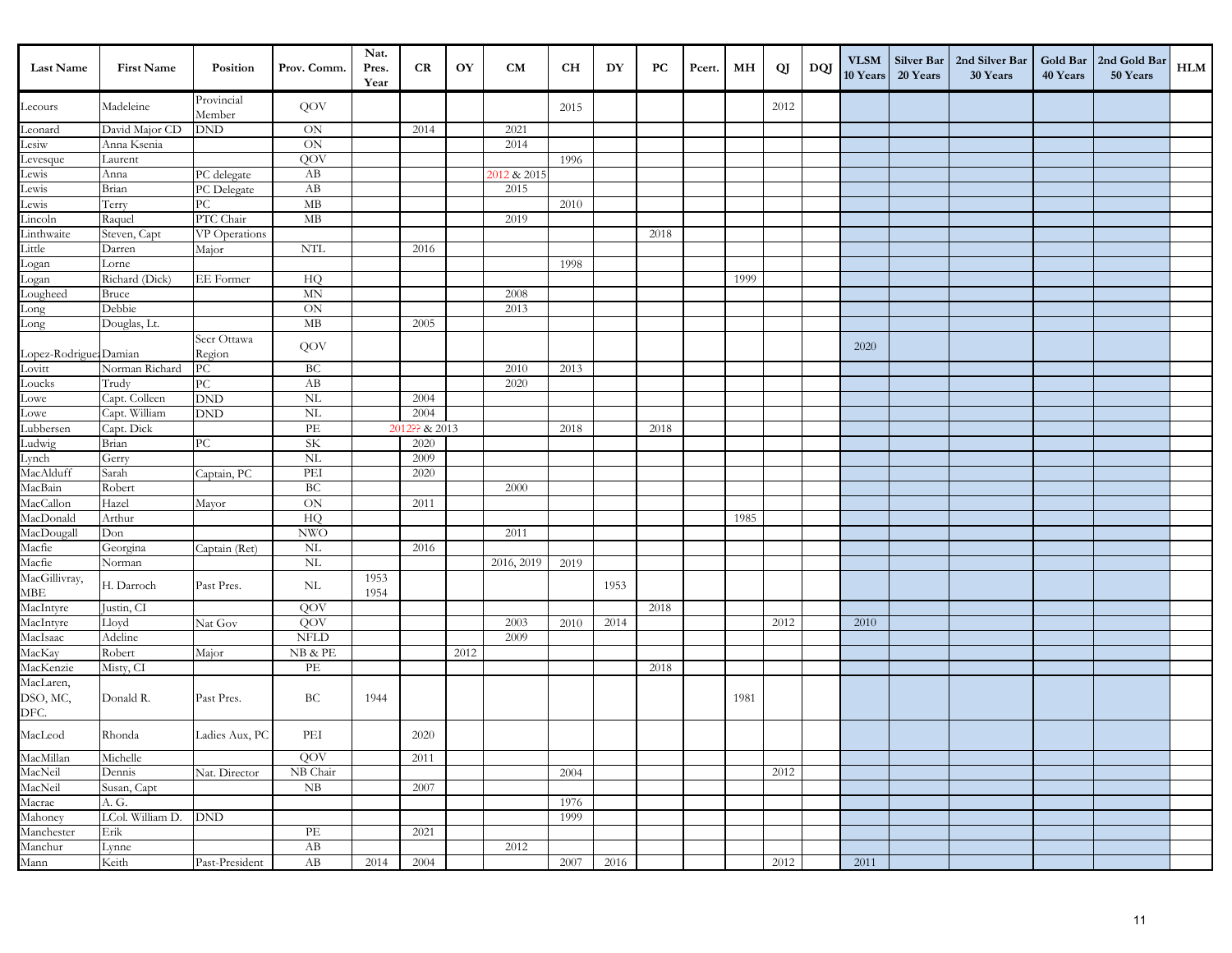| Last Name | First Name | Position | Prov. Comm. | Nat. Pres. Year | CR | OY | CM | CH | DY | PC | Pcert. | MH | QJ | DQJ | VLSM 10 Years | Silver Bar 20 Years | 2nd Silver Bar 30 Years | Gold Bar 40 Years | 2nd Gold Bar 50 Years | HLM |
|---|---|---|---|---|---|---|---|---|---|---|---|---|---|---|---|---|---|---|---|---|
| Lecours | Madeleine | Provincial Member | QOV | | | | | 2015 | | | | | 2012 | | | | | | | |
| Leonard | David Major CD | DND | ON | | 2014 | | 2021 | | | | | | | | | | | | | |
| Lesiw | Anna Ksenia | | ON | | | | 2014 | | | | | | | | | | | | | |
| Levesque | Laurent | | QOV | | | | | 1996 | | | | | | | | | | | | |
| Lewis | Anna | PC delegate | AB | | | | 2012 & 2015 | | | | | | | | | | | | | |
| Lewis | Brian | PC Delegate | AB | | | | 2015 | | | | | | | | | | | | | |
| Lewis | Terry | PC | MB | | | | | 2010 | | | | | | | | | | | | |
| Lincoln | Raquel | PTC Chair | MB | | | | 2019 | | | | | | | | | | | | | |
| Linthwaite | Steven, Capt | VP Operations | | | | | | | | 2018 | | | | | | | | | | |
| Little | Darren | Major | NTL | | 2016 | | | | | | | | | | | | | | | |
| Logan | Lorne | | | | | | | 1998 | | | | | | | | | | | | |
| Logan | Richard (Dick) | EE Former | HQ | | | | | | | | | 1999 | | | | | | | | |
| Lougheed | Bruce | | MN | | | | 2008 | | | | | | | | | | | | | |
| Long | Debbie | | ON | | | | 2013 | | | | | | | | | | | | | |
| Long | Douglas, Lt. | | MB | | 2005 | | | | | | | | | | | | | | | |
| Lopez-Rodriguez | Damian | Secr Ottawa Region | QOV | | | | | | | | | | | | 2020 | | | | | |
| Lovitt | Norman Richard | PC | BC | | | | 2010 | 2013 | | | | | | | | | | | | |
| Loucks | Trudy | PC | AB | | | | 2020 | | | | | | | | | | | | | |
| Lowe | Capt. Colleen | DND | NL | | 2004 | | | | | | | | | | | | | | | |
| Lowe | Capt. William | DND | NL | | 2004 | | | | | | | | | | | | | | | |
| Lubbersen | Capt. Dick | | PE | | 2012?? & 2013 | | | 2018 | | 2018 | | | | | | | | | | |
| Ludwig | Brian | PC | SK | | 2020 | | | | | | | | | | | | | | | |
| Lynch | Gerry | | NL | | 2009 | | | | | | | | | | | | | | | |
| MacAlduff | Sarah | Captain, PC | PEI | | 2020 | | | | | | | | | | | | | | | |
| MacBain | Robert | | BC | | | | 2000 | | | | | | | | | | | | | |
| MacCallon | Hazel | Mayor | ON | | 2011 | | | | | | | | | | | | | | | |
| MacDonald | Arthur | | HQ | | | | | | | | | 1985 | | | | | | | | |
| MacDougall | Don | | NWO | | | | 2011 | | | | | | | | | | | | | |
| Macfie | Georgina | Captain (Ret) | NL | | 2016 | | | | | | | | | | | | | | | |
| Macfie | Norman | | NL | | | | 2016, 2019 | 2019 | | | | | | | | | | | | |
| MacGillivray, MBE | H. Darroch | Past Pres. | NL | 1953 1954 | | | | | 1953 | | | | | | | | | | | |
| MacIntyre | Justin, CI | | QOV | | | | | | | 2018 | | | | | | | | | | |
| MacIntyre | Lloyd | Nat Gov | QOV | | | | 2003 | 2010 | 2014 | | | | 2012 | | 2010 | | | | | |
| MacIsaac | Adeline | | NFLD | | | | 2009 | | | | | | | | | | | | | |
| MacKay | Robert | Major | NB & PE | | | 2012 | | | | | | | | | | | | | | |
| MacKenzie | Misty, CI | | PE | | | | | | | 2018 | | | | | | | | | | |
| MacLaren, DSO, MC, DFC. | Donald R. | Past Pres. | BC | 1944 | | | | | | | | 1981 | | | | | | | | |
| MacLeod | Rhonda | Ladies Aux, PC | PEI | | 2020 | | | | | | | | | | | | | | | |
| MacMillan | Michelle | | QOV | | 2011 | | | | | | | | | | | | | | | |
| MacNeil | Dennis | Nat. Director | NB Chair | | | | | 2004 | | | | | 2012 | | | | | | | |
| MacNeil | Susan, Capt | | NB | | 2007 | | | | | | | | | | | | | | | |
| Macrae | A. G. | | | | | | | 1976 | | | | | | | | | | | | |
| Mahoney | LCol. William D. | DND | | | | | | 1999 | | | | | | | | | | | | |
| Manchester | Erik | | PE | | 2021 | | | | | | | | | | | | | | | |
| Manchur | Lynne | | AB | | | | 2012 | | | | | | | | | | | | | |
| Mann | Keith | Past-President | AB | 2014 | 2004 | | | 2007 | 2016 | | | | 2012 | | 2011 | | | | | |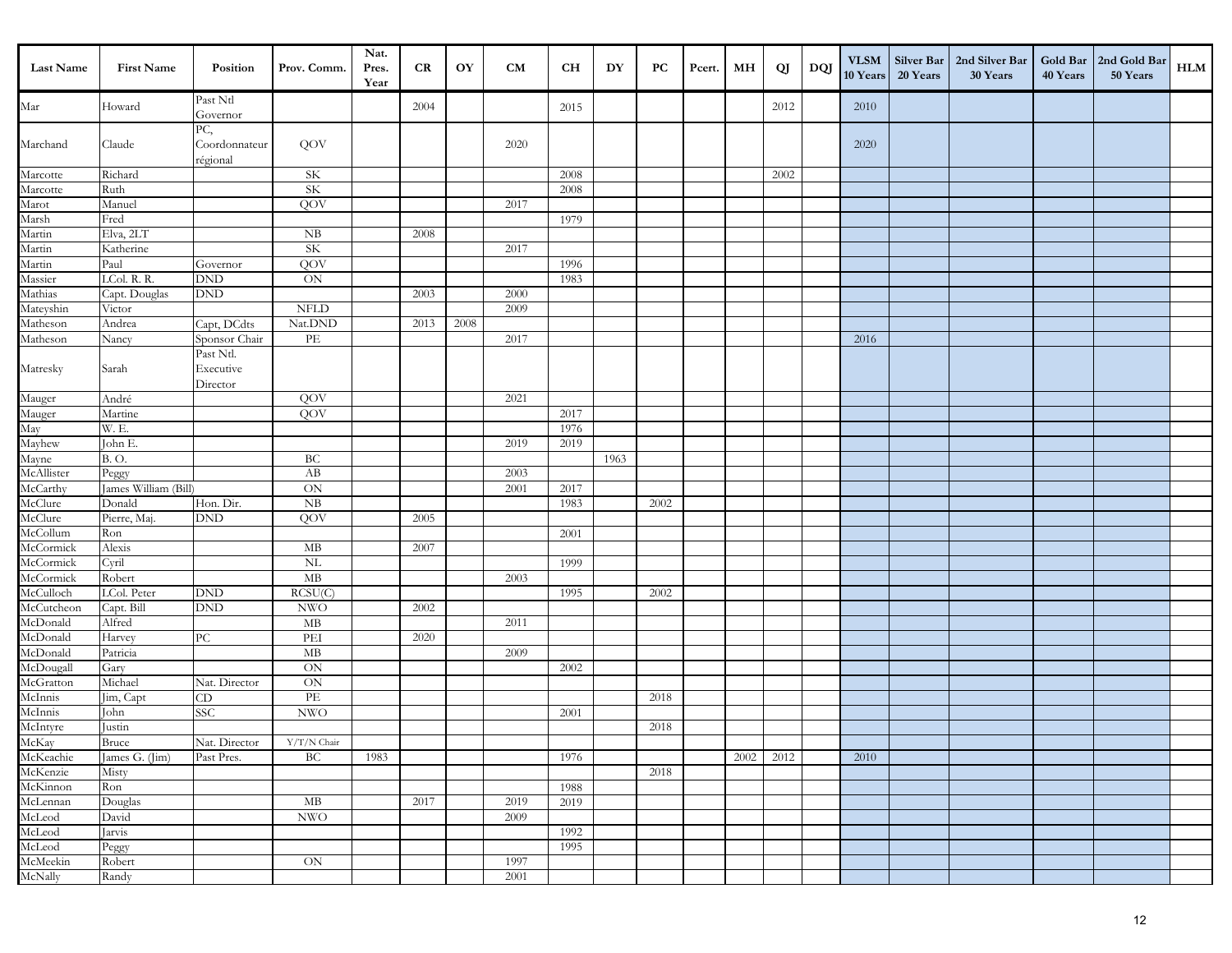| Last Name | First Name | Position | Prov. Comm. | Nat. Pres. Year | CR | OY | CM | CH | DY | PC | Pcert. | MH | QJ | DQJ | VLSM 10 Years | Silver Bar 20 Years | 2nd Silver Bar 30 Years | Gold Bar 40 Years | 2nd Gold Bar 50 Years | HLM |
|---|---|---|---|---|---|---|---|---|---|---|---|---|---|---|---|---|---|---|---|---|
| Mar | Howard | Past Ntl Governor | | | 2004 | | | 2015 | | | | | 2012 | | 2010 | | | | | |
| Marchand | Claude | PC, Coordonnateur régional | QOV | | | | 2020 | | | | | | | | 2020 | | | | | |
| Marcotte | Richard | | SK | | | | | 2008 | | | | | 2002 | | | | | | | |
| Marcotte | Ruth | | SK | | | | | 2008 | | | | | | | | | | | | |
| Marot | Manuel | | QOV | | | | 2017 | | | | | | | | | | | | | |
| Marsh | Fred | | | | | | | 1979 | | | | | | | | | | | | |
| Martin | Elva, 2LT | | NB | | 2008 | | | | | | | | | | | | | | | |
| Martin | Katherine | | SK | | | | 2017 | | | | | | | | | | | | | |
| Martin | Paul | Governor | QOV | | | | | 1996 | | | | | | | | | | | | |
| Massier | LCol. R. R. | DND | ON | | | | | 1983 | | | | | | | | | | | | |
| Mathias | Capt. Douglas | DND | | | 2003 | | 2000 | | | | | | | | | | | | | |
| Mateyshin | Victor | | NFLD | | | | 2009 | | | | | | | | | | | | | |
| Matheson | Andrea | Capt, DCdts | Nat.DND | | 2013 | 2008 | | | | | | | | | | | | | | |
| Matheson | Nancy | Sponsor Chair | PE | | | | 2017 | | | | | | | | 2016 | | | | | |
| Matresky | Sarah | Past Ntl. Executive Director | | | | | | | | | | | | | | | | | | |
| Mauger | André | | QOV | | | | 2021 | | | | | | | | | | | | | |
| Mauger | Martine | | QOV | | | | | 2017 | | | | | | | | | | | | |
| May | W. E. | | | | | | | 1976 | | | | | | | | | | | | |
| Mayhew | John E. | | | | | | 2019 | 2019 | | | | | | | | | | | | |
| Mayne | B. O. | | BC | | | | | | 1963 | | | | | | | | | | | |
| McAllister | Peggy | | AB | | | | 2003 | | | | | | | | | | | | | |
| McCarthy | James William (Bill) | | ON | | | | 2001 | 2017 | | | | | | | | | | | | |
| McClure | Donald | Hon. Dir. | NB | | | | | 1983 | | 2002 | | | | | | | | | | |
| McClure | Pierre, Maj. | DND | QOV | | 2005 | | | | | | | | | | | | | | | |
| McCollum | Ron | | | | | | | 2001 | | | | | | | | | | | | |
| McCormick | Alexis | | MB | | 2007 | | | | | | | | | | | | | | | |
| McCormick | Cyril | | NL | | | | | 1999 | | | | | | | | | | | | |
| McCormick | Robert | | MB | | | | 2003 | | | | | | | | | | | | | |
| McCulloch | LCol. Peter | DND | RCSU(C) | | | | | 1995 | | 2002 | | | | | | | | | | |
| McCutcheon | Capt. Bill | DND | NWO | | 2002 | | | | | | | | | | | | | | | |
| McDonald | Alfred | | MB | | | | 2011 | | | | | | | | | | | | | |
| McDonald | Harvey | PC | PEI | | 2020 | | | | | | | | | | | | | | | |
| McDonald | Patricia | | MB | | | | 2009 | | | | | | | | | | | | | |
| McDougall | Gary | | ON | | | | | 2002 | | | | | | | | | | | | |
| McGratton | Michael | Nat. Director | ON | | | | | | | | | | | | | | | | | |
| McInnis | Jim, Capt | CD | PE | | | | | | | 2018 | | | | | | | | | | |
| McInnis | John | SSC | NWO | | | | | 2001 | | | | | | | | | | | | |
| McIntyre | Justin | | | | | | | | | 2018 | | | | | | | | | | |
| McKay | Bruce | Nat. Director | Y/T/N Chair | | | | | | | | | | | | | | | | | |
| McKeachie | James G. (Jim) | Past Pres. | BC | 1983 | | | | 1976 | | | | 2002 | 2012 | | 2010 | | | | | |
| McKenzie | Misty | | | | | | | | | 2018 | | | | | | | | | | |
| McKinnon | Ron | | | | | | | 1988 | | | | | | | | | | | | |
| McLennan | Douglas | | MB | | 2017 | | 2019 | 2019 | | | | | | | | | | | | |
| McLeod | David | | NWO | | | | 2009 | | | | | | | | | | | | | |
| McLeod | Jarvis | | | | | | | 1992 | | | | | | | | | | | | |
| McLeod | Peggy | | | | | | | 1995 | | | | | | | | | | | | |
| McMeekin | Robert | | ON | | | | 1997 | | | | | | | | | | | | | |
| McNally | Randy | | | | | | 2001 | | | | | | | | | | | | | |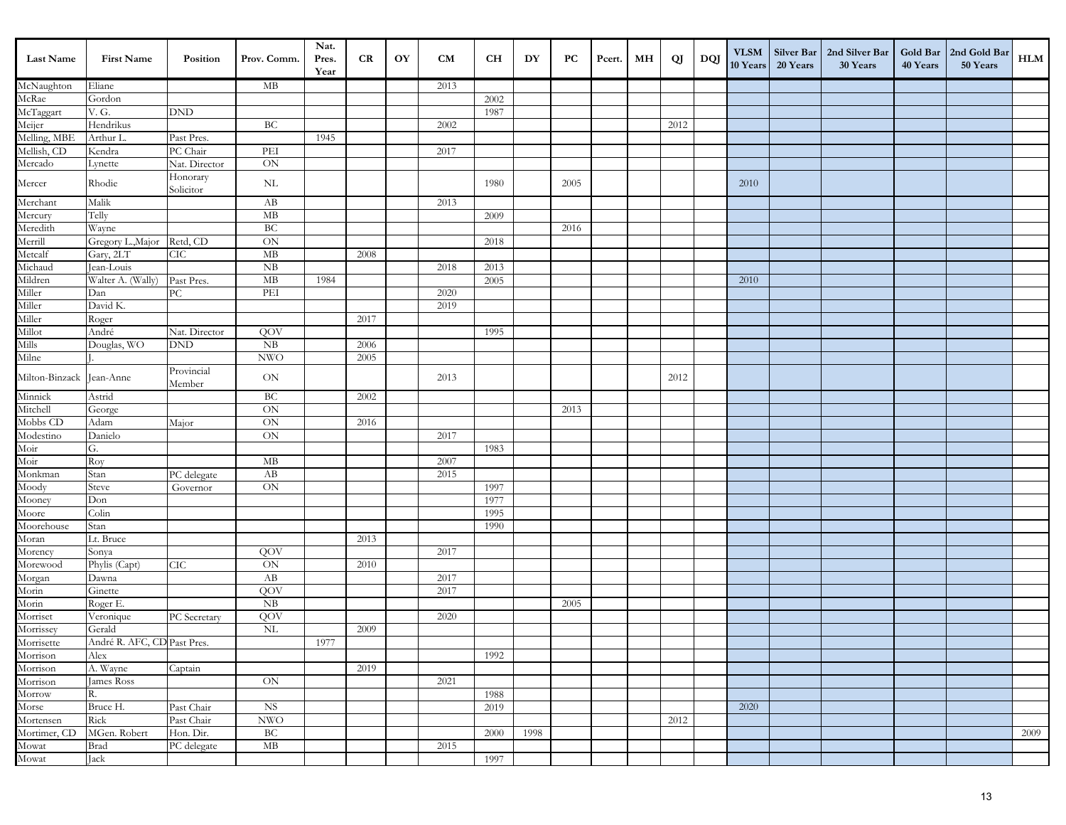| Last Name | First Name | Position | Prov. Comm. | Nat. Pres. Year | CR | OY | CM | CH | DY | PC | Pcert. | MH | QJ | DQJ | VLSM 10 Years | Silver Bar 20 Years | 2nd Silver Bar 30 Years | Gold Bar 40 Years | 2nd Gold Bar 50 Years | HLM |
|---|---|---|---|---|---|---|---|---|---|---|---|---|---|---|---|---|---|---|---|---|
| McNaughton | Eliane | | MB | | | | 2013 | | | | | | | | | | | | | |
| McRae | Gordon | | | | | | | 2002 | | | | | | | | | | | | |
| McTaggart | V. G. | DND | | | | | | 1987 | | | | | | | | | | | | |
| Meijer | Hendrikus | | BC | | | | 2002 | | | | | | 2012 | | | | | | | |
| Melling, MBE | Arthur L. | Past Pres. | | 1945 | | | | | | | | | | | | | | | | |
| Mellish, CD | Kendra | PC Chair | PEI | | | | 2017 | | | | | | | | | | | | | |
| Mercado | Lynette | Nat. Director | ON | | | | | | | | | | | | | | | | | |
| Mercer | Rhodie | Honorary Solicitor | NL | | | | | 1980 | | 2005 | | | | | 2010 | | | | | |
| Merchant | Malik | | AB | | | | 2013 | | | | | | | | | | | | | |
| Mercury | Telly | | MB | | | | | 2009 | | | | | | | | | | | | |
| Meredith | Wayne | | BC | | | | | | | 2016 | | | | | | | | | | |
| Merrill | Gregory L.,Major | Retd, CD | ON | | | | | 2018 | | | | | | | | | | | | |
| Metcalf | Gary, 2LT | CIC | MB | | 2008 | | | | | | | | | | | | | | | |
| Michaud | Jean-Louis | | NB | | | | 2018 | 2013 | | | | | | | | | | | | |
| Mildren | Walter A. (Wally) | Past Pres. | MB | 1984 | | | | 2005 | | | | | | | 2010 | | | | | |
| Miller | Dan | PC | PEI | | | | 2020 | | | | | | | | | | | | | |
| Miller | David K. | | | | | | 2019 | | | | | | | | | | | | | |
| Miller | Roger | | | | 2017 | | | | | | | | | | | | | | | |
| Millot | André | Nat. Director | QOV | | | | | 1995 | | | | | | | | | | | | |
| Mills | Douglas, WO | DND | NB | | 2006 | | | | | | | | | | | | | | | |
| Milne | J. | | NWO | | 2005 | | | | | | | | | | | | | | | |
| Milton-Binzack | Jean-Anne | Provincial Member | ON | | | | 2013 | | | | | | 2012 | | | | | | | |
| Minnick | Astrid | | BC | | 2002 | | | | | | | | | | | | | | | |
| Mitchell | George | | ON | | | | | | | 2013 | | | | | | | | | | |
| Mobbs CD | Adam | Major | ON | | 2016 | | | | | | | | | | | | | | | |
| Modestino | Danielo | | ON | | | | 2017 | | | | | | | | | | | | | |
| Moir | G. | | | | | | | 1983 | | | | | | | | | | | | |
| Moir | Roy | | MB | | | | 2007 | | | | | | | | | | | | | |
| Monkman | Stan | PC delegate | AB | | | | 2015 | | | | | | | | | | | | | |
| Moody | Steve | Governor | ON | | | | | 1997 | | | | | | | | | | | | |
| Mooney | Don | | | | | | | 1977 | | | | | | | | | | | | |
| Moore | Colin | | | | | | | 1995 | | | | | | | | | | | | |
| Moorehouse | Stan | | | | | | | 1990 | | | | | | | | | | | | |
| Moran | Lt. Bruce | | | | 2013 | | | | | | | | | | | | | | | |
| Morency | Sonya | | QOV | | | | 2017 | | | | | | | | | | | | | |
| Morewood | Phylis (Capt) | CIC | ON | | 2010 | | | | | | | | | | | | | | | |
| Morgan | Dawna | | AB | | | | 2017 | | | | | | | | | | | | | |
| Morin | Ginette | | QOV | | | | 2017 | | | | | | | | | | | | | |
| Morin | Roger E. | | NB | | | | | | | 2005 | | | | | | | | | | |
| Morriset | Veronique | PC Secretary | QOV | | | | 2020 | | | | | | | | | | | | | |
| Morrissey | Gerald | | NL | | 2009 | | | | | | | | | | | | | | | |
| Morrisette | André R. AFC, CD | Past Pres. | | 1977 | | | | | | | | | | | | | | | | |
| Morrison | Alex | | | | | | | 1992 | | | | | | | | | | | | |
| Morrison | A. Wayne | Captain | | | 2019 | | | | | | | | | | | | | | | |
| Morrison | James Ross | | ON | | | | 2021 | | | | | | | | | | | | | |
| Morrow | R. | | | | | | | 1988 | | | | | | | | | | | | |
| Morse | Bruce H. | Past Chair | NS | | | | | 2019 | | | | | | | 2020 | | | | | |
| Mortensen | Rick | Past Chair | NWO | | | | | | | | | | 2012 | | | | | | | |
| Mortimer, CD | MGen. Robert | Hon. Dir. | BC | | | | | 2000 | 1998 | | | | | | | | | | | 2009 |
| Mowat | Brad | PC delegate | MB | | | | 2015 | | | | | | | | | | | | | |
| Mowat | Jack | | | | | | | 1997 | | | | | | | | | | | | |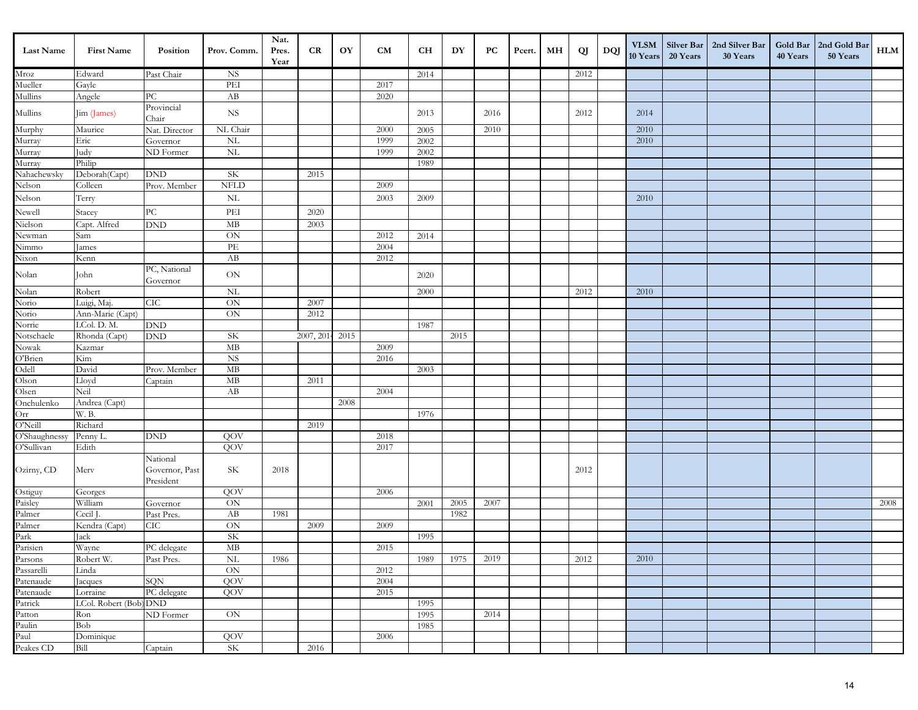| Last Name | First Name | Position | Prov. Comm. | Nat. Pres. Year | CR | OY | CM | CH | DY | PC | Pcert. | MH | QJ | DQJ | VLSM 10 Years | Silver Bar 20 Years | 2nd Silver Bar 30 Years | Gold Bar 40 Years | 2nd Gold Bar 50 Years | HLM |
|---|---|---|---|---|---|---|---|---|---|---|---|---|---|---|---|---|---|---|---|---|
| Mroz | Edward | Past Chair | NS | | | | | 2014 | | | | | 2012 | | | | | | | |
| Mueller | Gayle | | PEI | | | | 2017 | | | | | | | | | | | | | |
| Mullins | Angele | PC | AB | | | | 2020 | | | | | | | | | | | | | |
| Mullins | Jim (James) | Provincial Chair | NS | | | | | 2013 | | 2016 | | | 2012 | | 2014 | | | | | |
| Murphy | Maurice | Nat. Director | NL Chair | | | | 2000 | 2005 | | 2010 | | | | | 2010 | | | | | |
| Murray | Eric | Governor | NL | | | | 1999 | 2002 | | | | | | | 2010 | | | | | |
| Murray | Judy | ND Former | NL | | | | 1999 | 2002 | | | | | | | | | | | | |
| Murray | Philip | | | | | | | 1989 | | | | | | | | | | | | |
| Nahachewsky | Deborah(Capt) | DND | SK | | 2015 | | | | | | | | | | | | | | | |
| Nelson | Colleen | Prov. Member | NFLD | | | | 2009 | | | | | | | | | | | | | |
| Nelson | Terry | | NL | | | | 2003 | 2009 | | | | | | | 2010 | | | | | |
| Newell | Stacey | PC | PEI | | 2020 | | | | | | | | | | | | | | | |
| Nielson | Capt. Alfred | DND | MB | | 2003 | | | | | | | | | | | | | | | |
| Newman | Sam | | ON | | | | 2012 | 2014 | | | | | | | | | | | | |
| Nimmo | James | | PE | | | | 2004 | | | | | | | | | | | | | |
| Nixon | Kenn | | AB | | | | 2012 | | | | | | | | | | | | | |
| Nolan | John | PC, National Governor | ON | | | | | 2020 | | | | | | | | | | | | |
| Nolan | Robert | | NL | | | | | 2000 | | | | | 2012 | | 2010 | | | | | |
| Norio | Luigi, Maj. | CIC | ON | | 2007 | | | | | | | | | | | | | | | |
| Norio | Ann-Marie (Capt) | | ON | | 2012 | | | | | | | | | | | | | | | |
| Norrie | LCol. D. M. | DND | | | | | | 1987 | | | | | | | | | | | | |
| Notschaele | Rhonda (Capt) | DND | SK | | 2007, 201 | 2015 | | | 2015 | | | | | | | | | | | |
| Nowak | Kazmar | | MB | | | | 2009 | | | | | | | | | | | | | |
| O'Brien | Kim | | NS | | | | 2016 | | | | | | | | | | | | | |
| Odell | David | Prov. Member | MB | | | | | 2003 | | | | | | | | | | | | |
| Olson | Lloyd | Captain | MB | | 2011 | | | | | | | | | | | | | | | |
| Olsen | Neil | | AB | | | | 2004 | | | | | | | | | | | | | |
| Onchulenko | Andrea (Capt) | | | | | 2008 | | | | | | | | | | | | | | |
| Orr | W. B. | | | | | | | 1976 | | | | | | | | | | | | |
| O'Neill | Richard | | | | 2019 | | | | | | | | | | | | | | | |
| O'Shaughnessy | Penny L. | DND | QOV | | | | 2018 | | | | | | | | | | | | | |
| O'Sullivan | Edith | | QOV | | | | 2017 | | | | | | | | | | | | | |
| Ozirny, CD | Merv | National Governor, Past President | SK | 2018 | | | | | | | | | 2012 | | | | | | | |
| Ostiguy | Georges | | QOV | | | | 2006 | | | | | | | | | | | | | |
| Paisley | William | Governor | ON | | | | | 2001 | 2005 | 2007 | | | | | | | | | | 2008 |
| Palmer | Cecil J. | Past Pres. | AB | 1981 | | | | | 1982 | | | | | | | | | | | |
| Palmer | Kendra (Capt) | CIC | ON | | 2009 | | 2009 | | | | | | | | | | | | | |
| Park | Jack | | SK | | | | | 1995 | | | | | | | | | | | | |
| Parisien | Wayne | PC delegate | MB | | | | 2015 | | | | | | | | | | | | | |
| Parsons | Robert W. | Past Pres. | NL | 1986 | | | | 1989 | 1975 | 2019 | | | 2012 | | 2010 | | | | | |
| Passarelli | Linda | | ON | | | | 2012 | | | | | | | | | | | | | |
| Patenaude | Jacques | SQN | QOV | | | | 2004 | | | | | | | | | | | | | |
| Patenaude | Lorraine | PC delegate | QOV | | | | 2015 | | | | | | | | | | | | | |
| Patrick | LCol. Robert (Bob) | DND | | | | | | 1995 | | | | | | | | | | | | |
| Patton | Ron | ND Former | ON | | | | | 1995 | | 2014 | | | | | | | | | | |
| Paulin | Bob | | | | | | | 1985 | | | | | | | | | | | | |
| Paul | Dominique | | QOV | | | | 2006 | | | | | | | | | | | | | |
| Peakes CD | Bill | Captain | SK | | 2016 | | | | | | | | | | | | | | | |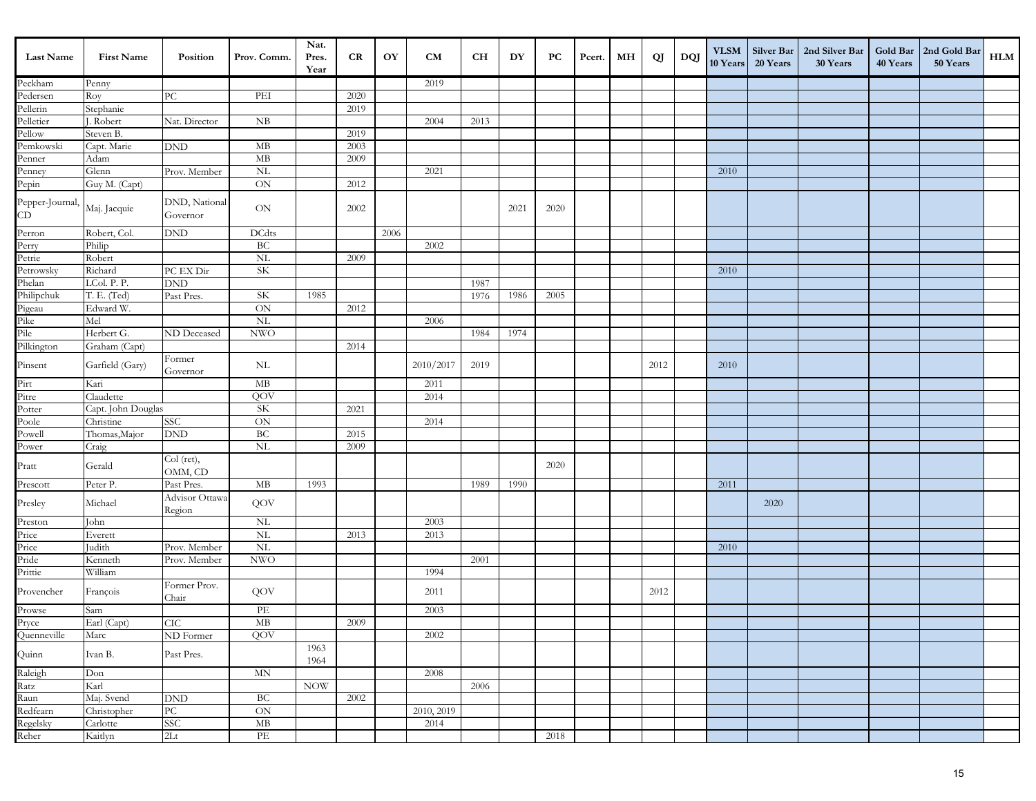| Last Name | First Name | Position | Prov. Comm. | Nat. Pres. Year | CR | OY | CM | CH | DY | PC | Pcert. | MH | QJ | DQJ | VLSM 10 Years | Silver Bar 20 Years | 2nd Silver Bar 30 Years | Gold Bar 40 Years | 2nd Gold Bar 50 Years | HLM |
|---|---|---|---|---|---|---|---|---|---|---|---|---|---|---|---|---|---|---|---|---|
| Peckham | Penny | | | | | | 2019 | | | | | | | | | | | | | |
| Pedersen | Roy | PC | PEI | | 2020 | | | | | | | | | | | | | | | |
| Pellerin | Stephanie | | | | 2019 | | | | | | | | | | | | | | | |
| Pelletier | J. Robert | Nat. Director | NB | | | | 2004 | 2013 | | | | | | | | | | | | |
| Pellow | Steven B. | | | | 2019 | | | | | | | | | | | | | | | |
| Pemkowski | Capt. Marie | DND | MB | | 2003 | | | | | | | | | | | | | | | |
| Penner | Adam | | MB | | 2009 | | | | | | | | | | | | | | | |
| Penney | Glenn | Prov. Member | NL | | | | 2021 | | | | | | | | 2010 | | | | | |
| Pepin | Guy M. (Capt) | | ON | | 2012 | | | | | | | | | | | | | | | |
| Pepper-Journal, CD | Maj. Jacquie | DND, National Governor | ON | | 2002 | | | | 2021 | 2020 | | | | | | | | | | |
| Perron | Robert, Col. | DND | DCdts | | | 2006 | | | | | | | | | | | | | | |
| Perry | Philip | | BC | | | | 2002 | | | | | | | | | | | | | |
| Petrie | Robert | | NL | | 2009 | | | | | | | | | | | | | | | |
| Petrowsky | Richard | PC EX Dir | SK | | | | | | | | | | | | 2010 | | | | | |
| Phelan | LCol. P. P. | DND | | | | | | 1987 | | | | | | | | | | | | |
| Philipchuk | T. E. (Ted) | Past Pres. | SK | 1985 | | | | 1976 | 1986 | 2005 | | | | | | | | | | |
| Pigeau | Edward W. | | ON | | 2012 | | | | | | | | | | | | | | | |
| Pike | Mel | | NL | | | | 2006 | | | | | | | | | | | | | |
| Pile | Herbert G. | ND Deceased | NWO | | | | | 1984 | 1974 | | | | | | | | | | | |
| Pilkington | Graham (Capt) | | | | 2014 | | | | | | | | | | | | | | | |
| Pinsent | Garfield (Gary) | Former Governor | NL | | | | 2010/2017 | 2019 | | | | | 2012 | | 2010 | | | | | |
| Pirt | Kari | | MB | | | | 2011 | | | | | | | | | | | | | |
| Pitre | Claudette | | QOV | | | | 2014 | | | | | | | | | | | | | |
| Potter | Capt. John Douglas | | SK | | 2021 | | | | | | | | | | | | | | | |
| Poole | Christine | SSC | ON | | | | 2014 | | | | | | | | | | | | | |
| Powell | Thomas,Major | DND | BC | | 2015 | | | | | | | | | | | | | | | |
| Power | Craig | | NL | | 2009 | | | | | | | | | | | | | | | |
| Pratt | Gerald | Col (ret), OMM, CD | | | | | | | | 2020 | | | | | | | | | | |
| Prescott | Peter P. | Past Pres. | MB | 1993 | | | | 1989 | 1990 | | | | | | 2011 | | | | | |
| Presley | Michael | Advisor Ottawa Region | QOV | | | | | | | | | | | | | 2020 | | | | |
| Preston | John | | NL | | | | 2003 | | | | | | | | | | | | | |
| Price | Everett | | NL | | 2013 | | 2013 | | | | | | | | | | | | | |
| Price | Judith | Prov. Member | NL | | | | | | | | | | | | 2010 | | | | | |
| Pride | Kenneth | Prov. Member | NWO | | | | | 2001 | | | | | | | | | | | | |
| Prittie | William | | | | | | 1994 | | | | | | | | | | | | | |
| Provencher | François | Former Prov. Chair | QOV | | | | 2011 | | | | | | 2012 | | | | | | | |
| Prowse | Sam | | PE | | | | 2003 | | | | | | | | | | | | | |
| Pryce | Earl (Capt) | CIC | MB | | 2009 | | | | | | | | | | | | | | | |
| Quenneville | Marc | ND Former | QOV | | | | 2002 | | | | | | | | | | | | | |
| Quinn | Ivan B. | Past Pres. | | 1963 1964 | | | | | | | | | | | | | | | | |
| Raleigh | Don | | MN | | | | 2008 | | | | | | | | | | | | | |
| Ratz | Karl | | | NOW | | | | 2006 | | | | | | | | | | | | |
| Raun | Maj. Svend | DND | BC | | 2002 | | | | | | | | | | | | | | | |
| Redfearn | Christopher | PC | ON | | | | 2010, 2019 | | | | | | | | | | | | | |
| Regelsky | Carlotte | SSC | MB | | | | 2014 | | | | | | | | | | | | | |
| Reher | Kaitlyn | 2Lt | PE | | | | | | | 2018 | | | | | | | | | | |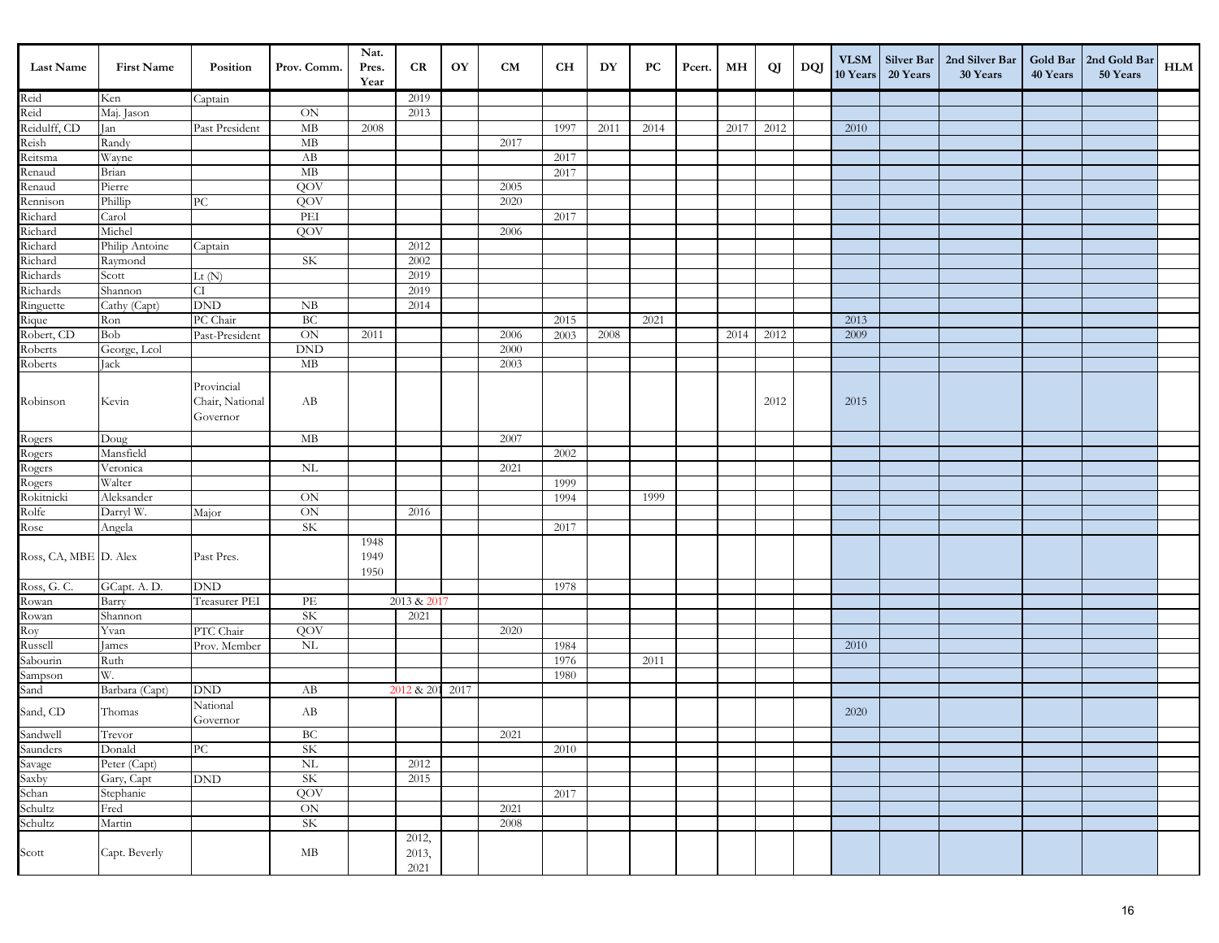| Last Name | First Name | Position | Prov. Comm. | Nat. Pres. Year | CR | OY | CM | CH | DY | PC | Pcert. | MH | QJ | DQJ | VLSM 10 Years | Silver Bar 20 Years | 2nd Silver Bar 30 Years | Gold Bar 40 Years | 2nd Gold Bar 50 Years | HLM |
|---|---|---|---|---|---|---|---|---|---|---|---|---|---|---|---|---|---|---|---|---|
| Reid | Ken | Captain | | | 2019 | | | | | | | | | | | | | | | |
| Reid | Maj. Jason | | ON | | 2013 | | | | | | | | | | | | | | | |
| Reidulff, CD | Jan | Past President | MB | 2008 | | | | 1997 | 2011 | 2014 | | 2017 | 2012 | | 2010 | | | | | |
| Reish | Randy | | MB | | | | 2017 | | | | | | | | | | | | | |
| Reitsma | Wayne | | AB | | | | | 2017 | | | | | | | | | | | | |
| Renaud | Brian | | MB | | | | | 2017 | | | | | | | | | | | | |
| Renaud | Pierre | | QOV | | | | 2005 | | | | | | | | | | | | | |
| Rennison | Phillip | PC | QOV | | | | 2020 | | | | | | | | | | | | | |
| Richard | Carol | | PEI | | | | | 2017 | | | | | | | | | | | | |
| Richard | Michel | | QOV | | | | 2006 | | | | | | | | | | | | | |
| Richard | Philip Antoine | Captain | | | 2012 | | | | | | | | | | | | | | | |
| Richard | Raymond | | SK | | 2002 | | | | | | | | | | | | | | | |
| Richards | Scott | Lt (N) | | | 2019 | | | | | | | | | | | | | | | |
| Richards | Shannon | CI | | | 2019 | | | | | | | | | | | | | | | |
| Ringuette | Cathy (Capt) | DND | NB | | 2014 | | | | | | | | | | | | | | | |
| Rique | Ron | PC Chair | BC | | | | | 2015 | | 2021 | | | | | 2013 | | | | | |
| Robert, CD | Bob | Past-President | ON | 2011 | | | 2006 | 2003 | 2008 | | | 2014 | 2012 | | 2009 | | | | | |
| Roberts | George, Lcol | | DND | | | | 2000 | | | | | | | | | | | | | |
| Roberts | Jack | | MB | | | | 2003 | | | | | | | | | | | | | |
| Robinson | Kevin | Provincial Chair, National Governor | AB | | | | | | | | | | 2012 | | 2015 | | | | | |
| Rogers | Doug | | MB | | | | 2007 | | | | | | | | | | | | | |
| Rogers | Mansfield | | | | | | | 2002 | | | | | | | | | | | | |
| Rogers | Veronica | | NL | | | | 2021 | | | | | | | | | | | | | |
| Rogers | Walter | | | | | | | 1999 | | | | | | | | | | | | |
| Rokitnicki | Aleksander | | ON | | | | | 1994 | | 1999 | | | | | | | | | | |
| Rolfe | Darryl W. | Major | ON | | 2016 | | | | | | | | | | | | | | | |
| Rose | Angela | | SK | | | | | 2017 | | | | | | | | | | | | |
| Ross, CA, MBE | D. Alex | Past Pres. | | 1948 1949 1950 | | | | | | | | | | | | | | | | |
| Ross, G. C. | GCapt. A. D. | DND | | | | | | 1978 | | | | | | | | | | | | |
| Rowan | Barry | Treasurer PEI | PE | | 2013 & 2017 | | | | | | | | | | | | | | | |
| Rowan | Shannon | | SK | | 2021 | | | | | | | | | | | | | | | |
| Roy | Yvan | PTC Chair | QOV | | | | 2020 | | | | | | | | | | | | | |
| Russell | James | Prov. Member | NL | | | | | 1984 | | | | | | | 2010 | | | | | |
| Sabourin | Ruth | | | | | | | 1976 | | 2011 | | | | | | | | | | |
| Sampson | W. | | | | | | | 1980 | | | | | | | | | | | | |
| Sand | Barbara (Capt) | DND | AB | | 2012 & 201 | 2017 | | | | | | | | | | | | | | |
| Sand, CD | Thomas | National Governor | AB | | | | | | | | | | | | 2020 | | | | | |
| Sandwell | Trevor | | BC | | | | 2021 | | | | | | | | | | | | | |
| Saunders | Donald | PC | SK | | | | | 2010 | | | | | | | | | | | | |
| Savage | Peter (Capt) | | NL | | 2012 | | | | | | | | | | | | | | | |
| Saxby | Gary, Capt | DND | SK | | 2015 | | | | | | | | | | | | | | | |
| Schan | Stephanie | | QOV | | | | | 2017 | | | | | | | | | | | | |
| Schultz | Fred | | ON | | | | 2021 | | | | | | | | | | | | | |
| Schultz | Martin | | SK | | | | 2008 | | | | | | | | | | | | | |
| Scott | Capt. Beverly | | MB | | 2012, 2013, 2021 | | | | | | | | | | | | | | | |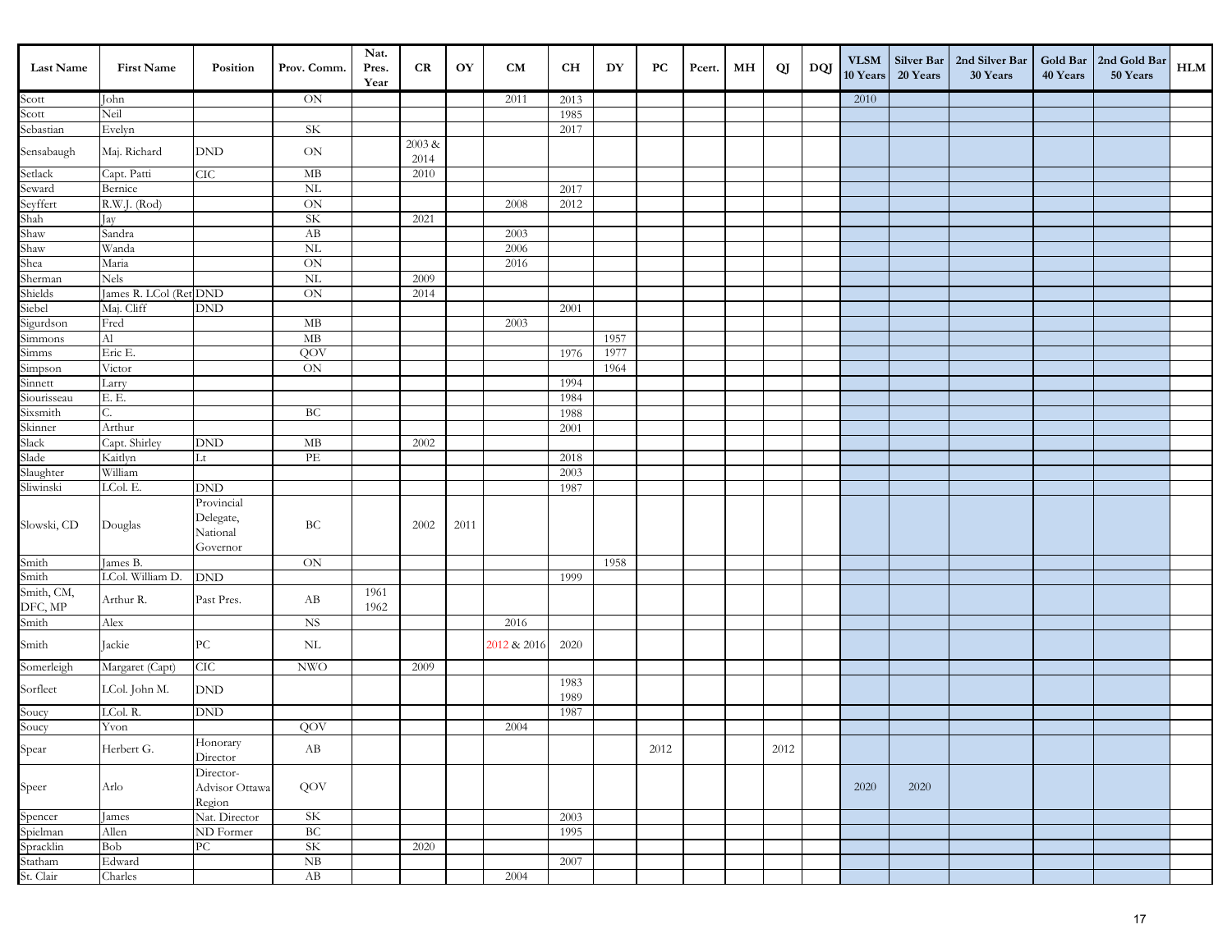| Last Name | First Name | Position | Prov. Comm. | Nat. Pres. Year | CR | OY | CM | CH | DY | PC | Pcert. | MH | QJ | DQJ | VLSM 10 Years | Silver Bar 20 Years | 2nd Silver Bar 30 Years | Gold Bar 40 Years | 2nd Gold Bar 50 Years | HLM |
|---|---|---|---|---|---|---|---|---|---|---|---|---|---|---|---|---|---|---|---|---|
| Scott | John | | ON | | | | 2011 | 2013 | | | | | | | 2010 | | | | | |
| Scott | Neil | | | | | | | 1985 | | | | | | | | | | | | |
| Sebastian | Evelyn | | SK | | | | | 2017 | | | | | | | | | | | | |
| Sensabaugh | Maj. Richard | DND | ON | | 2003 & 2014 | | | | | | | | | | | | | | | |
| Setlack | Capt. Patti | CIC | MB | | 2010 | | | | | | | | | | | | | | | |
| Seward | Bernice | | NL | | | | | 2017 | | | | | | | | | | | | |
| Seyffert | R.W.J. (Rod) | | ON | | | | 2008 | 2012 | | | | | | | | | | | | |
| Shah | Jay | | SK | | 2021 | | | | | | | | | | | | | | | |
| Shaw | Sandra | | AB | | | | 2003 | | | | | | | | | | | | | |
| Shaw | Wanda | | NL | | | | 2006 | | | | | | | | | | | | | |
| Shea | Maria | | ON | | | | 2016 | | | | | | | | | | | | | |
| Sherman | Nels | | NL | | 2009 | | | | | | | | | | | | | | | |
| Shields | James R. LCol (Ret | DND | ON | | 2014 | | | | | | | | | | | | | | | |
| Siebel | Maj. Cliff | DND | | | | | | 2001 | | | | | | | | | | | | |
| Sigurdson | Fred | | MB | | | | 2003 | | | | | | | | | | | | | |
| Simmons | Al | | MB | | | | | | 1957 | | | | | | | | | | | |
| Simms | Eric E. | | QOV | | | | | 1976 | 1977 | | | | | | | | | | | |
| Simpson | Victor | | ON | | | | | | 1964 | | | | | | | | | | | |
| Sinnett | Larry | | | | | | | 1994 | | | | | | | | | | | | |
| Siourisseau | E. E. | | | | | | | 1984 | | | | | | | | | | | | |
| Sixsmith | C. | | BC | | | | | 1988 | | | | | | | | | | | | |
| Skinner | Arthur | | | | | | | 2001 | | | | | | | | | | | | |
| Slack | Capt. Shirley | DND | MB | | 2002 | | | | | | | | | | | | | | | |
| Slade | Kaitlyn | Lt | PE | | | | | 2018 | | | | | | | | | | | | |
| Slaughter | William | | | | | | | 2003 | | | | | | | | | | | | |
| Sliwinski | LCol. E. | DND | | | | | | 1987 | | | | | | | | | | | | |
| Slowski, CD | Douglas | Provincial Delegate, National Governor | BC | | 2002 | 2011 | | | | | | | | | | | | | | |
| Smith | James B. | | ON | | | | | | 1958 | | | | | | | | | | | |
| Smith | LCol. William D. | DND | | | | | | 1999 | | | | | | | | | | | | |
| Smith, CM, DFC, MP | Arthur R. | Past Pres. | AB | 1961 1962 | | | | | | | | | | | | | | | | |
| Smith | Alex | | NS | | | | 2016 | | | | | | | | | | | | | |
| Smith | Jackie | PC | NL | | | | 2012 & 2016 | 2020 | | | | | | | | | | | | |
| Somerleigh | Margaret (Capt) | CIC | NWO | | 2009 | | | | | | | | | | | | | | | |
| Sorfleet | LCol. John M. | DND | | | | | | 1983 1989 | | | | | | | | | | | | |
| Soucy | LCol. R. | DND | | | | | | 1987 | | | | | | | | | | | | |
| Soucy | Yvon | | QOV | | | | 2004 | | | | | | | | | | | | | |
| Spear | Herbert G. | Honorary Director | AB | | | | | | | 2012 | | | 2012 | | | | | | | |
| Speer | Arlo | Director-Advisor Ottawa Region | QOV | | | | | | | | | | | | 2020 | 2020 | | | | |
| Spencer | James | Nat. Director | SK | | | | | 2003 | | | | | | | | | | | | |
| Spielman | Allen | ND Former | BC | | | | | 1995 | | | | | | | | | | | | |
| Spracklin | Bob | PC | SK | | 2020 | | | | | | | | | | | | | | | |
| Statham | Edward | | NB | | | | | 2007 | | | | | | | | | | | | |
| St. Clair | Charles | | AB | | | | 2004 | | | | | | | | | | | | | |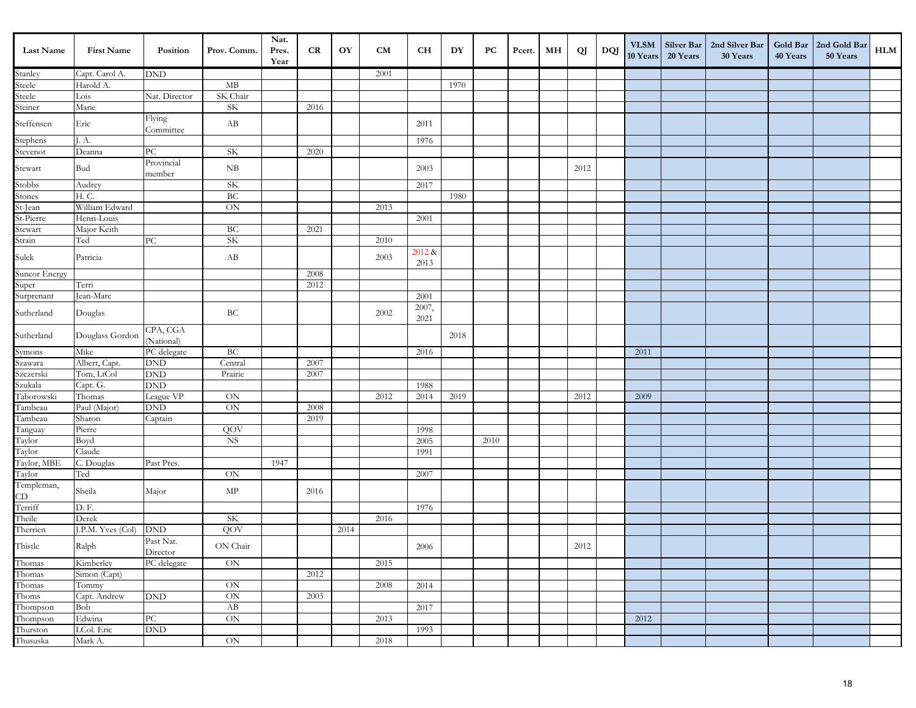| Last Name | First Name | Position | Prov. Comm. | Nat. Pres. Year | CR | OY | CM | CH | DY | PC | Pcert. | MH | QJ | DQJ | VLSM 10 Years | Silver Bar 20 Years | 2nd Silver Bar 30 Years | Gold Bar 40 Years | 2nd Gold Bar 50 Years | HLM |
|---|---|---|---|---|---|---|---|---|---|---|---|---|---|---|---|---|---|---|---|---|
| Stanley | Capt. Carol A. | DND | | | | | 2001 | | | | | | | | | | | | | |
| Steele | Harold A. | | MB | | | | | | 1970 | | | | | | | | | | | |
| Steele | Lois | Nat. Director | SK Chair | | | | | | | | | | | | | | | | | |
| Steiner | Marie | | SK | | 2016 | | | | | | | | | | | | | | | |
| Steffensen | Eric | Flying Committee | AB | | | | | 2011 | | | | | | | | | | | | |
| Stephens | J. A. | | | | | | | 1976 | | | | | | | | | | | | |
| Stevenot | Deanna | PC | SK | | 2020 | | | | | | | | | | | | | | | |
| Stewart | Bud | Provincial member | NB | | | | | 2003 | | | | | 2012 | | | | | | | |
| Stobbs | Audrey | | SK | | | | | 2017 | | | | | | | | | | | | |
| Stones | H. C. | | BC | | | | | | 1980 | | | | | | | | | | | |
| St-Jean | William Edward | | ON | | | | 2013 | | | | | | | | | | | | | |
| St-Pierre | Henri-Louis | | | | | | | 2001 | | | | | | | | | | | | |
| Stewart | Major Keith | | BC | | 2021 | | | | | | | | | | | | | | | |
| Strain | Ted | PC | SK | | | | 2010 | | | | | | | | | | | | | |
| Sulek | Patricia | | AB | | | | 2003 | 2012 & 2013 | | | | | | | | | | | | |
| Suncor Energy | | | | | 2008 | | | | | | | | | | | | | | | |
| Super | Terri | | | | 2012 | | | | | | | | | | | | | | | |
| Surprenant | Jean-Marc | | | | | | | 2001 | | | | | | | | | | | | |
| Sutherland | Douglas | | BC | | | | 2002 | 2007, 2021 | | | | | | | | | | | | |
| Sutherland | Douglass Gordon | CPA, CGA (National) | | | | | | | 2018 | | | | | | | | | | | |
| Symons | Mike | PC delegate | BC | | | | | 2016 | | | | | | | 2011 | | | | | |
| Szawara | Albert, Capt. | DND | Central | | 2007 | | | | | | | | | | | | | | | |
| Szczerski | Tom, LtCol | DND | Prairie | | 2007 | | | | | | | | | | | | | | | |
| Szukala | Capt. G. | DND | | | | | | 1988 | | | | | | | | | | | | |
| Taborowski | Thomas | League VP | ON | | | | 2012 | 2014 | 2019 | | | | 2012 | | 2009 | | | | | |
| Tambeau | Paul (Major) | DND | ON | | 2008 | | | | | | | | | | | | | | | |
| Tambeau | Sharon | Captain | | | 2019 | | | | | | | | | | | | | | | |
| Tanguay | Pierre | | QOV | | | | | 1998 | | | | | | | | | | | | |
| Taylor | Boyd | | NS | | | | | 2005 | | 2010 | | | | | | | | | | |
| Taylor | Claude | | | | | | | 1991 | | | | | | | | | | | | |
| Taylor, MBE | C. Douglas | Past Pres. | | 1947 | | | | | | | | | | | | | | | | |
| Taylor | Ted | | ON | | | | | 2007 | | | | | | | | | | | | |
| Templeman, CD | Sheila | Major | MP | | 2016 | | | | | | | | | | | | | | | |
| Terriff | D. F. | | | | | | | 1976 | | | | | | | | | | | | |
| Theile | Derek | | SK | | | | 2016 | | | | | | | | | | | | | |
| Therrien | J.P.M. Yves (Col) | DND | QOV | | | 2014 | | | | | | | | | | | | | | |
| Thistle | Ralph | Past Nat. Director | ON Chair | | | | | 2006 | | | | | 2012 | | | | | | | |
| Thomas | Kimberley | PC delegate | ON | | | | 2015 | | | | | | | | | | | | | |
| Thomas | Simon (Capt) | | | | 2012 | | | | | | | | | | | | | | | |
| Thomas | Tommy | | ON | | | | 2008 | 2014 | | | | | | | | | | | | |
| Thoms | Capt. Andrew | DND | ON | | 2003 | | | | | | | | | | | | | | | |
| Thompson | Bob | | AB | | | | | 2017 | | | | | | | | | | | | |
| Thompson | Edwina | PC | ON | | | | 2013 | | | | | | | | 2012 | | | | | |
| Thurston | LCol. Eric | DND | | | | | | 1993 | | | | | | | | | | | | |
| Thususka | Mark A. | | ON | | | | 2018 | | | | | | | | | | | | | |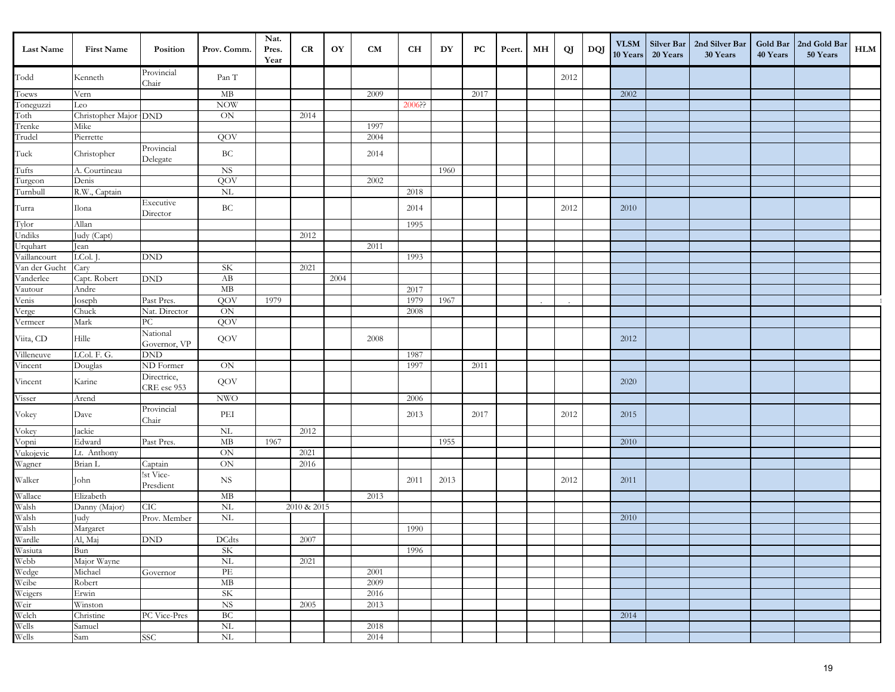| Last Name | First Name | Position | Prov. Comm. | Nat. Pres. Year | CR | OY | CM | CH | DY | PC | Pcert. | MH | QJ | DQJ | VLSM 10 Years | Silver Bar 20 Years | 2nd Silver Bar 30 Years | Gold Bar 40 Years | 2nd Gold Bar 50 Years | HLM |
|---|---|---|---|---|---|---|---|---|---|---|---|---|---|---|---|---|---|---|---|---|
| Todd | Kenneth | Provincial Chair | Pan T | | | | | | | | | | 2012 | | | | | | | |
| Toews | Vern | | MB | | | | 2009 | | | 2017 | | | | | 2002 | | | | | |
| Toneguzzi | Leo | | NOW | | | | | 2006?? | | | | | | | | | | | | |
| Toth | Christopher Major | DND | ON | | 2014 | | | | | | | | | | | | | | | |
| Trenke | Mike | | | | | | 1997 | | | | | | | | | | | | | |
| Trudel | Pierrette | | QOV | | | | 2004 | | | | | | | | | | | | | |
| Tuck | Christopher | Provincial Delegate | BC | | | | 2014 | | | | | | | | | | | | | |
| Tufts | A. Courtineau | | NS | | | | | | 1960 | | | | | | | | | | | |
| Turgeon | Denis | | QOV | | | | 2002 | | | | | | | | | | | | | |
| Turnbull | R.W., Captain | | NL | | | | | 2018 | | | | | | | | | | | | |
| Turra | Ilona | Executive Director | BC | | | | | 2014 | | | | | 2012 | | 2010 | | | | | |
| Tylor | Allan | | | | | | | 1995 | | | | | | | | | | | | |
| Undiks | Judy (Capt) | | | | 2012 | | | | | | | | | | | | | | | |
| Urquhart | Jean | | | | | | 2011 | | | | | | | | | | | | | |
| Vaillancourt | LCol. J. | DND | | | | | | 1993 | | | | | | | | | | | | |
| Van der Gucht | Cary | | SK | | 2021 | | | | | | | | | | | | | | | |
| Vanderlee | Capt. Robert | DND | AB | | | 2004 | | | | | | | | | | | | | | |
| Vautour | Andre | | MB | | | | | 2017 | | | | | | | | | | | | |
| Venis | Joseph | Past Pres. | QOV | 1979 | | | | 1979 | 1967 | | | . | . | | | | | | | |
| Verge | Chuck | Nat. Director | ON | | | | | 2008 | | | | | | | | | | | | |
| Vermeer | Mark | PC | QOV | | | | | | | | | | | | | | | | | |
| Viita, CD | Hille | National Governor, VP | QOV | | | | 2008 | | | | | | | | 2012 | | | | | |
| Villeneuve | LCol. F. G. | DND | | | | | | 1987 | | | | | | | | | | | | |
| Vincent | Douglas | ND Former | ON | | | | | 1997 | | 2011 | | | | | | | | | | |
| Vincent | Karine | Directrice, CRE esc 953 | QOV | | | | | | | | | | | | 2020 | | | | | |
| Visser | Arend | | NWO | | | | | 2006 | | | | | | | | | | | | |
| Vokey | Dave | Provincial Chair | PEI | | | | | 2013 | | 2017 | | | 2012 | | 2015 | | | | | |
| Vokey | Jackie | | NL | | 2012 | | | | | | | | | | | | | | | |
| Vopni | Edward | Past Pres. | MB | 1967 | | | | | 1955 | | | | | | 2010 | | | | | |
| Vukojevic | Lt. Anthony | | ON | | 2021 | | | | | | | | | | | | | | | |
| Wagner | Brian L | Captain | ON | | 2016 | | | | | | | | | | | | | | | |
| Walker | John | !st Vice-Presdient | NS | | | | | 2011 | 2013 | | | | 2012 | | 2011 | | | | | |
| Wallace | Elizabeth | | MB | | | | 2013 | | | | | | | | | | | | | |
| Walsh | Danny (Major) | CIC | NL | | 2010 & 2015 | | | | | | | | | | | | | | | |
| Walsh | Judy | Prov. Member | NL | | | | | | | | | | | | 2010 | | | | | |
| Walsh | Margaret | | | | | | | 1990 | | | | | | | | | | | | |
| Wardle | Al, Maj | DND | DCdts | | 2007 | | | | | | | | | | | | | | | |
| Wasiuta | Bun | | SK | | | | | 1996 | | | | | | | | | | | | |
| Webb | Major Wayne | | NL | | 2021 | | | | | | | | | | | | | | | |
| Wedge | Michael | Governor | PE | | | | 2001 | | | | | | | | | | | | | |
| Weibe | Robert | | MB | | | | 2009 | | | | | | | | | | | | | |
| Weigers | Erwin | | SK | | | | 2016 | | | | | | | | | | | | | |
| Weir | Winston | | NS | | 2005 | | 2013 | | | | | | | | | | | | | |
| Welch | Christine | PC Vice-Pres | BC | | | | | | | | | | | | 2014 | | | | | |
| Wells | Samuel | | NL | | | | 2018 | | | | | | | | | | | | | |
| Wells | Sam | SSC | NL | | | | 2014 | | | | | | | | | | | | | |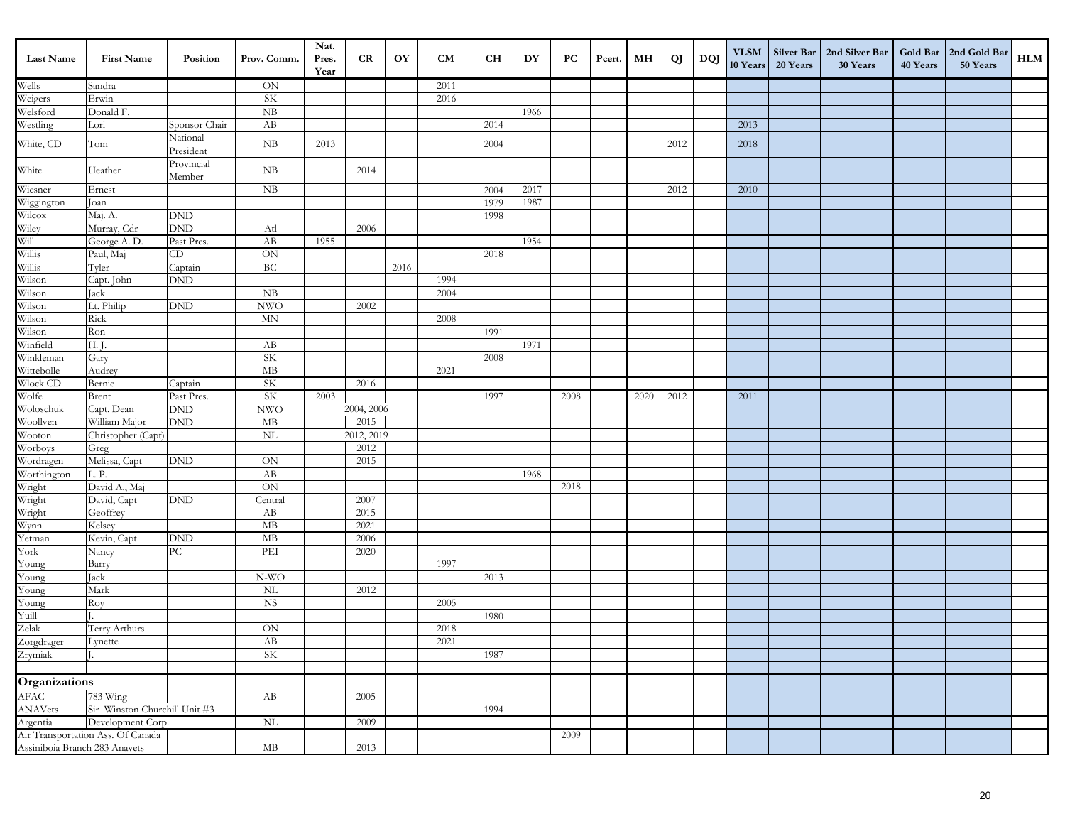| Last Name | First Name | Position | Prov. Comm. | Nat. Pres. Year | CR | OY | CM | CH | DY | PC | Pcert. | MH | QJ | DQJ | VLSM 10 Years | Silver Bar 20 Years | 2nd Silver Bar 30 Years | Gold Bar 40 Years | 2nd Gold Bar 50 Years | HLM |
|---|---|---|---|---|---|---|---|---|---|---|---|---|---|---|---|---|---|---|---|---|
| Wells | Sandra | | ON | | | | 2011 | | | | | | | | | | | | | |
| Weigers | Erwin | | SK | | | | 2016 | | | | | | | | | | | | | |
| Welsford | Donald F. | | NB | | | | | | 1966 | | | | | | | | | | | |
| Westling | Lori | Sponsor Chair | AB | | | | | 2014 | | | | | | | 2013 | | | | | |
| White, CD | Tom | National President | NB | 2013 | | | | 2004 | | | | | 2012 | | 2018 | | | | | |
| White | Heather | Provincial Member | NB | | 2014 | | | | | | | | | | | | | | | |
| Wiesner | Ernest | | NB | | | | | 2004 | 2017 | | | | 2012 | | 2010 | | | | | |
| Wiggington | Joan | | | | | | | 1979 | 1987 | | | | | | | | | | | |
| Wilcox | Maj. A. | DND | | | | | | 1998 | | | | | | | | | | | | |
| Wiley | Murray, Cdr | DND | Atl | | 2006 | | | | | | | | | | | | | | | |
| Will | George A. D. | Past Pres. | AB | 1955 | | | | | 1954 | | | | | | | | | | | |
| Willis | Paul, Maj | CD | ON | | | | | 2018 | | | | | | | | | | | | |
| Willis | Tyler | Captain | BC | | | 2016 | | | | | | | | | | | | | | |
| Wilson | Capt. John | DND | | | | | 1994 | | | | | | | | | | | | | |
| Wilson | Jack | | NB | | | | 2004 | | | | | | | | | | | | | |
| Wilson | Lt. Philip | DND | NWO | | 2002 | | | | | | | | | | | | | | | |
| Wilson | Rick | | MN | | | | 2008 | | | | | | | | | | | | | |
| Wilson | Ron | | | | | | | 1991 | | | | | | | | | | | | |
| Winfield | H. J. | | AB | | | | | | 1971 | | | | | | | | | | | |
| Winkleman | Gary | | SK | | | | | 2008 | | | | | | | | | | | | |
| Wittebolle | Audrey | | MB | | | | 2021 | | | | | | | | | | | | | |
| Wlock CD | Bernie | Captain | SK | | 2016 | | | | | | | | | | | | | | | |
| Wolfe | Brent | Past Pres. | SK | 2003 | | | | 1997 | | 2008 | | 2020 | 2012 | | 2011 | | | | | |
| Woloschuk | Capt. Dean | DND | NWO | | 2004, 2006 | | | | | | | | | | | | | | | |
| Woollven | William Major | DND | MB | | 2015 | | | | | | | | | | | | | | | |
| Wooton | Christopher (Capt) | | NL | | 2012, 2019 | | | | | | | | | | | | | | | |
| Worboys | Greg | | | | 2012 | | | | | | | | | | | | | | | |
| Wordragen | Melissa, Capt | DND | ON | | 2015 | | | | | | | | | | | | | | | |
| Worthington | L. P. | | AB | | | | | | 1968 | | | | | | | | | | | |
| Wright | David A., Maj | | ON | | | | | | | 2018 | | | | | | | | | | |
| Wright | David, Capt | DND | Central | | 2007 | | | | | | | | | | | | | | | |
| Wright | Geoffrey | | AB | | 2015 | | | | | | | | | | | | | | | |
| Wynn | Kelsey | | MB | | 2021 | | | | | | | | | | | | | | | |
| Yetman | Kevin, Capt | DND | MB | | 2006 | | | | | | | | | | | | | | | |
| York | Nancy | PC | PEI | | 2020 | | | | | | | | | | | | | | | |
| Young | Barry | | | | | | 1997 | | | | | | | | | | | | | |
| Young | Jack | | N-WO | | | | | 2013 | | | | | | | | | | | | |
| Young | Mark | | NL | | 2012 | | | | | | | | | | | | | | | |
| Young | Roy | | NS | | | | 2005 | | | | | | | | | | | | | |
| Yuill | J. | | | | | | | 1980 | | | | | | | | | | | | |
| Zelak | Terry Arthurs | | ON | | | | 2018 | | | | | | | | | | | | | |
| Zorgdrager | Lynette | | AB | | | | 2021 | | | | | | | | | | | | | |
| Zrymiak | J. | | SK | | | | | 1987 | | | | | | | | | | | | |
| | | | | | | | | | | | | | | | | | | | | |
| **Organizations** | | | | | | | | | | | | | | | | | | | | |
| AFAC | 783 Wing | | AB | | 2005 | | | | | | | | | | | | | | | |
| ANAVets | Sir Winston Churchill Unit #3 | | | | | | | 1994 | | | | | | | | | | | | |
| Argentia | Development Corp. | | NL | | 2009 | | | | | | | | | | | | | | | |
| Air Transportation Ass. Of Canada | | | | | | | | | | 2009 | | | | | | | | | | |
| Assiniboia Branch 283 Anavets | | | MB | | 2013 | | | | | | | | | | | | | | | |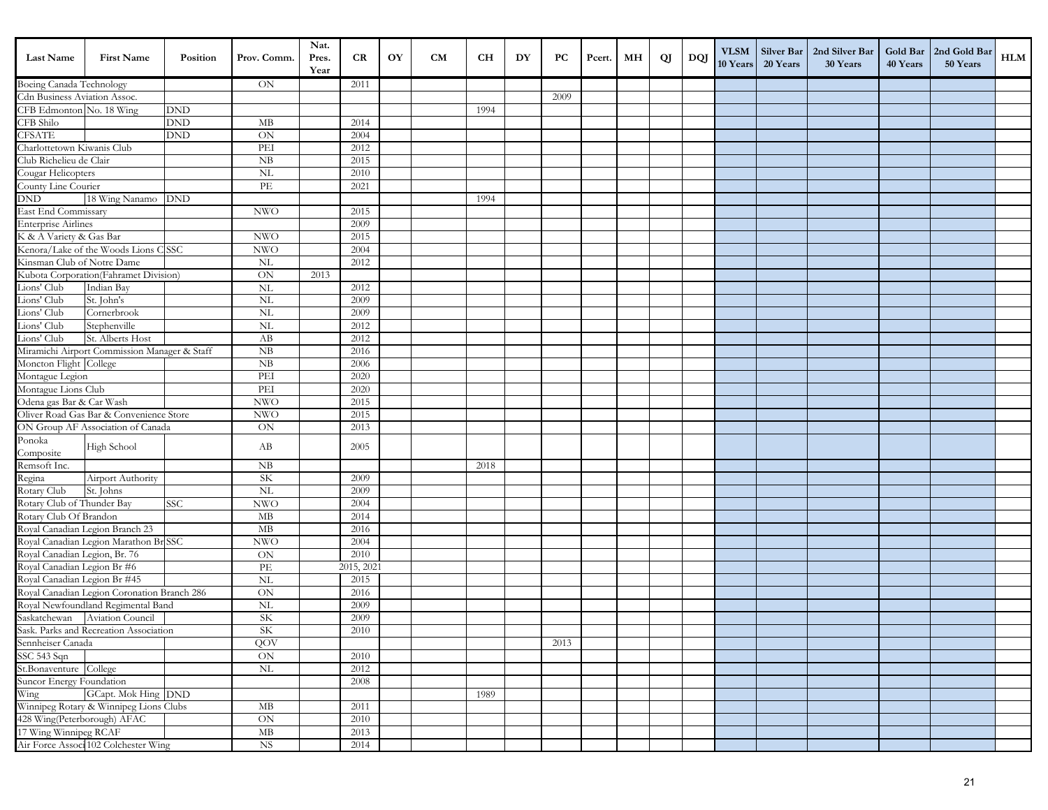| Last Name | First Name | Position | Prov. Comm. | Nat. Pres. Year | CR | OY | CM | CH | DY | PC | Pcert. | MH | QJ | DQJ | VLSM 10 Years | Silver Bar 20 Years | 2nd Silver Bar 30 Years | Gold Bar 40 Years | 2nd Gold Bar 50 Years | HLM |
|---|---|---|---|---|---|---|---|---|---|---|---|---|---|---|---|---|---|---|---|---|
| Boeing Canada Technology | | | ON | | 2011 | | | | | | | | | | | | | | | |
| Cdn Business Aviation Assoc. | | | | | | | | | | 2009 | | | | | | | | | | |
| CFB Edmonton | No. 18 Wing | DND | | | | | | 1994 | | | | | | | | | | | | |
| CFB Shilo | | DND | MB | | 2014 | | | | | | | | | | | | | | | |
| CFSATE | | DND | ON | | 2004 | | | | | | | | | | | | | | | |
| Charlottetown Kiwanis Club | | | PEI | | 2012 | | | | | | | | | | | | | | | |
| Club Richelieu de Clair | | | NB | | 2015 | | | | | | | | | | | | | | | |
| Cougar Helicopters | | | NL | | 2010 | | | | | | | | | | | | | | | |
| County Line Courier | | | PE | | 2021 | | | | | | | | | | | | | | | |
| DND | 18 Wing Nanamo | DND | | | | | | 1994 | | | | | | | | | | | | |
| East End Commissary | | | NWO | | 2015 | | | | | | | | | | | | | | | |
| Enterprise Airlines | | | | | 2009 | | | | | | | | | | | | | | | |
| K & A Variety & Gas Bar | | | NWO | | 2015 | | | | | | | | | | | | | | | |
| Kenora/Lake of the Woods Lions C | | SSC | NWO | | 2004 | | | | | | | | | | | | | | | |
| Kinsman Club of Notre Dame | | | NL | | 2012 | | | | | | | | | | | | | | | |
| Kubota Corporation(Fahramet Division) | | | ON | 2013 | | | | | | | | | | | | | | | | |
| Lions' Club | Indian Bay | | NL | | 2012 | | | | | | | | | | | | | | | |
| Lions' Club | St. John's | | NL | | 2009 | | | | | | | | | | | | | | | |
| Lions' Club | Cornerbrook | | NL | | 2009 | | | | | | | | | | | | | | | |
| Lions' Club | Stephenville | | NL | | 2012 | | | | | | | | | | | | | | | |
| Lions' Club | St. Alberts Host | | AB | | 2012 | | | | | | | | | | | | | | | |
| Miramichi Airport Commission Manager & Staff | | | NB | | 2016 | | | | | | | | | | | | | | | |
| Moncton Flight | College | | NB | | 2006 | | | | | | | | | | | | | | | |
| Montague Legion | | | PEI | | 2020 | | | | | | | | | | | | | | | |
| Montague Lions Club | | | PEI | | 2020 | | | | | | | | | | | | | | | |
| Odena gas Bar & Car Wash | | | NWO | | 2015 | | | | | | | | | | | | | | | |
| Oliver Road Gas Bar & Convenience Store | | | NWO | | 2015 | | | | | | | | | | | | | | | |
| ON Group AF Association of Canada | | | ON | | 2013 | | | | | | | | | | | | | | | |
| Ponoka Composite | High School | | AB | | 2005 | | | | | | | | | | | | | | | |
| Remsoft Inc. | | | NB | | | | | 2018 | | | | | | | | | | | | |
| Regina | Airport Authority | | SK | | 2009 | | | | | | | | | | | | | | | |
| Rotary Club | St. Johns | | NL | | 2009 | | | | | | | | | | | | | | | |
| Rotary Club of Thunder Bay | | SSC | NWO | | 2004 | | | | | | | | | | | | | | | |
| Rotary Club Of Brandon | | | MB | | 2014 | | | | | | | | | | | | | | | |
| Royal Canadian Legion Branch 23 | | | MB | | 2016 | | | | | | | | | | | | | | | |
| Royal Canadian Legion Marathon Br | | SSC | NWO | | 2004 | | | | | | | | | | | | | | | |
| Royal Canadian Legion, Br. 76 | | | ON | | 2010 | | | | | | | | | | | | | | | |
| Royal Canadian Legion Br #6 | | | PE | | 2015, 2021 | | | | | | | | | | | | | | | |
| Royal Canadian Legion Br #45 | | | NL | | 2015 | | | | | | | | | | | | | | | |
| Royal Canadian Legion Coronation Branch 286 | | | ON | | 2016 | | | | | | | | | | | | | | | |
| Royal Newfoundland Regimental Band | | | NL | | 2009 | | | | | | | | | | | | | | | |
| Saskatchewan | Aviation Council | | SK | | 2009 | | | | | | | | | | | | | | | |
| Sask. Parks and Recreation Association | | | SK | | 2010 | | | | | | | | | | | | | | | |
| Sennheiser Canada | | | QOV | | | | | | | 2013 | | | | | | | | | | |
| SSC 543 Sqn | | | ON | | 2010 | | | | | | | | | | | | | | | |
| St.Bonaventure | College | | NL | | 2012 | | | | | | | | | | | | | | | |
| Suncor Energy Foundation | | | | | 2008 | | | | | | | | | | | | | | | |
| Wing | GCapt. Mok Hing | DND | | | | | | 1989 | | | | | | | | | | | | |
| Winnipeg Rotary & Winnipeg Lions Clubs | | | MB | | 2011 | | | | | | | | | | | | | | | |
| 428 Wing(Peterborough) AFAC | | | ON | | 2010 | | | | | | | | | | | | | | | |
| 17 Wing Winnipeg RCAF | | | MB | | 2013 | | | | | | | | | | | | | | | |
| Air Force Associ | 102 Colchester Wing | | NS | | 2014 | | | | | | | | | | | | | | | |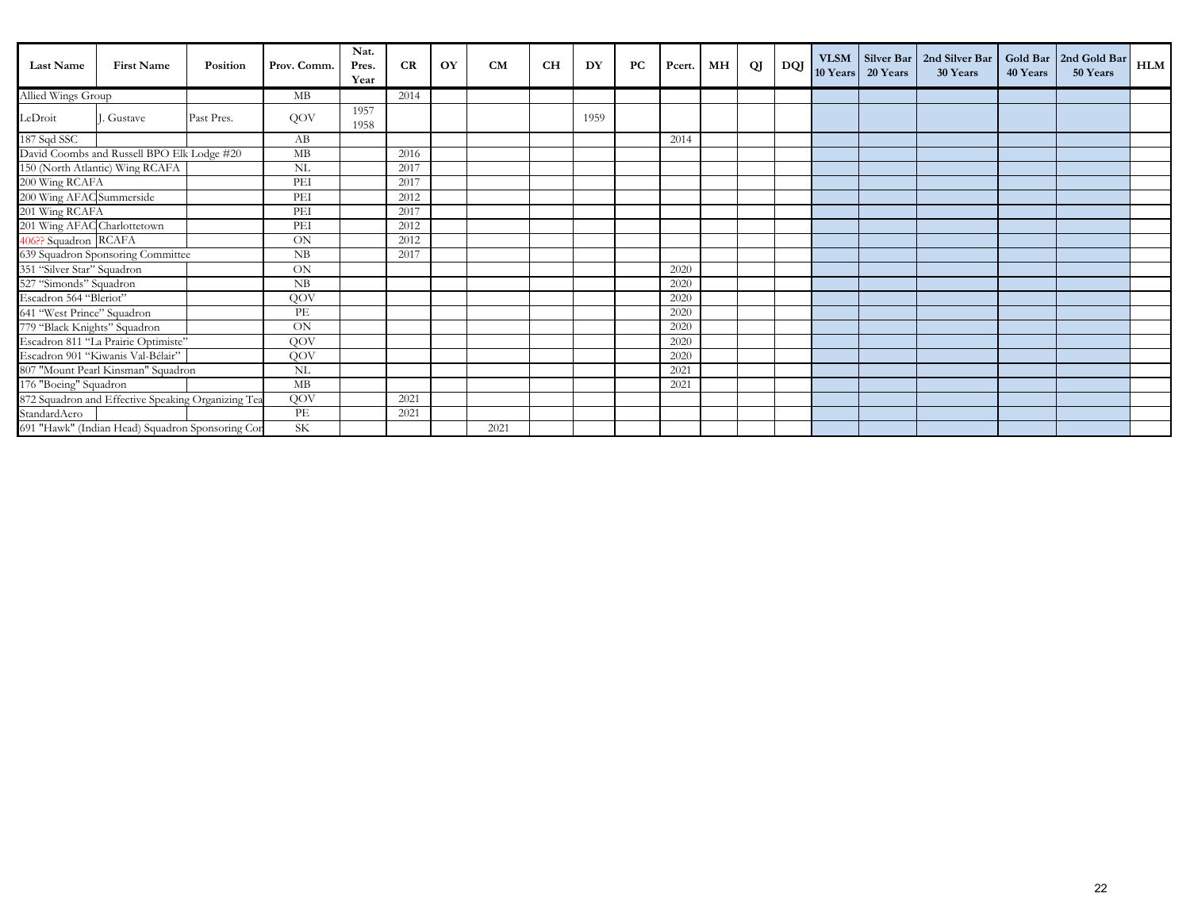| Last Name | First Name | Position | Prov. Comm. | Nat. Pres. Year | CR | OY | CM | CH | DY | PC | Pcert. | MH | QJ | DQJ | VLSM 10 Years | Silver Bar 20 Years | 2nd Silver Bar 30 Years | Gold Bar 40 Years | 2nd Gold Bar 50 Years | HLM |
|---|---|---|---|---|---|---|---|---|---|---|---|---|---|---|---|---|---|---|---|---|
| Allied Wings Group | | | MB | | 2014 | | | | | | | | | | | | | | | |
| LeDroit | J. Gustave | Past Pres. | QOV | 1957 1958 | | | | | 1959 | | | | | | | | | | | |
| 187 Sqd SSC | | | AB | | | | | | | | 2014 | | | | | | | | | |
| David Coombs and Russell BPO Elk Lodge #20 | | | MB | | 2016 | | | | | | | | | | | | | | | |
| 150 (North Atlantic) Wing RCAFA | | | NL | | 2017 | | | | | | | | | | | | | | | |
| 200 Wing RCAFA | | | PEI | | 2017 | | | | | | | | | | | | | | | |
| 200 Wing AFAC | Summerside | | PEI | | 2012 | | | | | | | | | | | | | | | |
| 201 Wing RCAFA | | | PEI | | 2017 | | | | | | | | | | | | | | | |
| 201 Wing AFAC | Charlottetown | | PEI | | 2012 | | | | | | | | | | | | | | | |
| 406?? Squadron | RCAFA | | ON | | 2012 | | | | | | | | | | | | | | | |
| 639 Squadron Sponsoring Committee | | | NB | | 2017 | | | | | | | | | | | | | | | |
| 351 "Silver Star" Squadron | | | ON | | | | | | | | 2020 | | | | | | | | | |
| 527 "Simonds" Squadron | | | NB | | | | | | | | 2020 | | | | | | | | | |
| Escadron 564 "Bleriot" | | | QOV | | | | | | | | 2020 | | | | | | | | | |
| 641 "West Prince" Squadron | | | PE | | | | | | | | 2020 | | | | | | | | | |
| 779 "Black Knights" Squadron | | | ON | | | | | | | | 2020 | | | | | | | | | |
| Escadron 811 "La Prairie Optimiste" | | | QOV | | | | | | | | 2020 | | | | | | | | | |
| Escadron 901 "Kiwanis Val-Bélair" | | | QOV | | | | | | | | 2020 | | | | | | | | | |
| 807 "Mount Pearl Kinsman" Squadron | | | NL | | | | | | | | 2021 | | | | | | | | | |
| 176 "Boeing" Squadron | | | MB | | | | | | | | 2021 | | | | | | | | | |
| 872 Squadron and Effective Speaking Organizing Tea | | | QOV | | 2021 | | | | | | | | | | | | | | | |
| StandardAero | | | PE | | 2021 | | | | | | | | | | | | | | | |
| 691 "Hawk" (Indian Head) Squadron Sponsoring Cor | | | SK | | | | 2021 | | | | | | | | | | | | | |